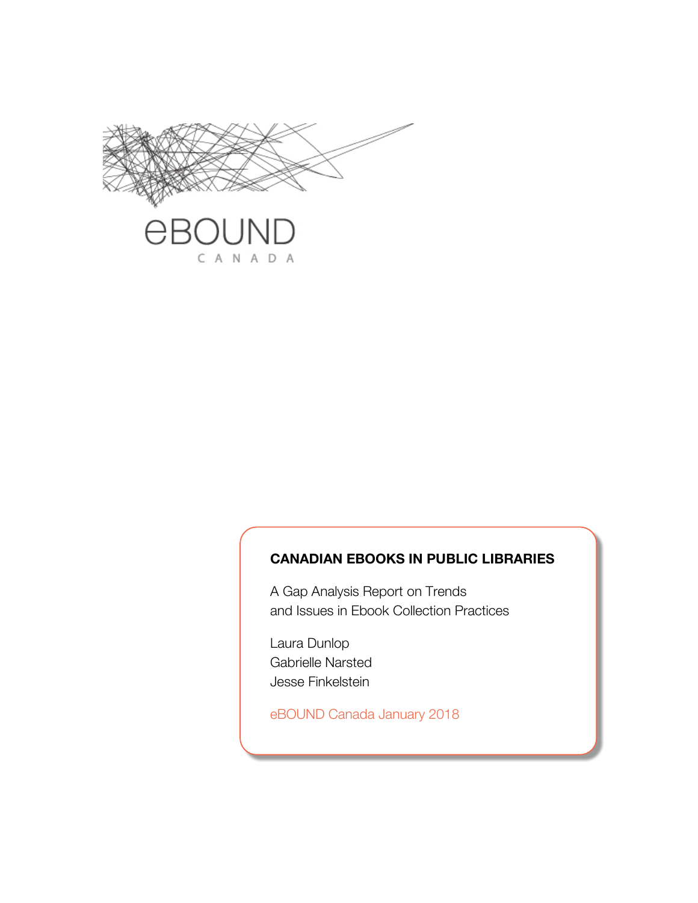eBOUND

CANADA

# CANADIAN EBOOKS IN PUBLIC LIBRARIES

A Gap Analysis Report on Trends and Issues in Ebook Collection Practices

Laura Dunlop
Gabrielle Narsted
Jesse Finkelstein

eBOUND Canada January 2018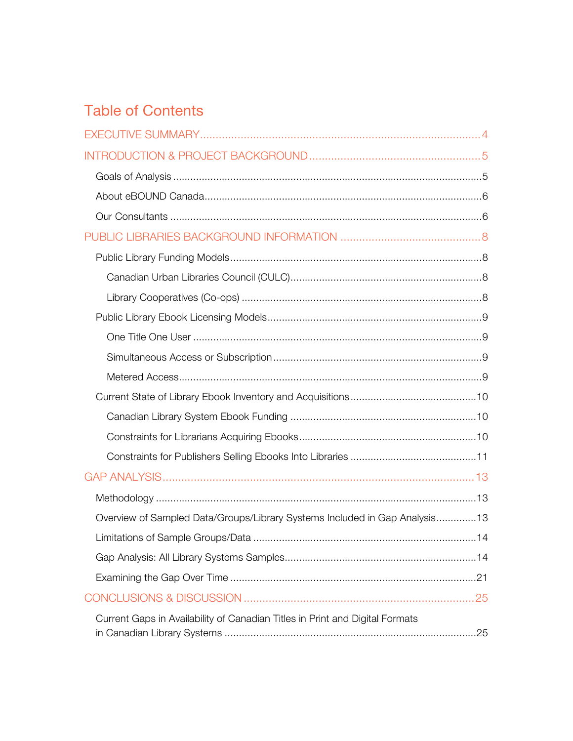# Table of Contents

EXECUTIVE SUMMARY ........................................................................................ 4

INTRODUCTION & PROJECT BACKGROUND ........................................................ 5

- Goals of Analysis ........................................................................................ 5
- About eBOUND Canada ............................................................................... 6
- Our Consultants ......................................................................................... 6

PUBLIC LIBRARIES BACKGROUND INFORMATION ............................................ 8

- Public Library Funding Models ...................................................................... 8
  - Canadian Urban Libraries Council (CULC) ................................................. 8
  - Library Cooperatives (Co-ops) ................................................................. 8
- Public Library Ebook Licensing Models .......................................................... 9
  - One Title One User .................................................................................. 9
  - Simultaneous Access or Subscription ....................................................... 9
  - Metered Access ....................................................................................... 9
- Current State of Library Ebook Inventory and Acquisitions ............................ 10
  - Canadian Library System Ebook Funding ................................................ 10
  - Constraints for Librarians Acquiring Ebooks ............................................ 10
  - Constraints for Publishers Selling Ebooks Into Libraries ........................... 11

GAP ANALYSIS ................................................................................................ 13

- Methodology ............................................................................................. 13
- Overview of Sampled Data/Groups/Library Systems Included in Gap Analysis .............. 13
- Limitations of Sample Groups/Data ............................................................. 14
- Gap Analysis: All Library Systems Samples .................................................. 14
- Examining the Gap Over Time ..................................................................... 21

CONCLUSIONS & DISCUSSION ......................................................................... 25

- Current Gaps in Availability of Canadian Titles in Print and Digital Formats in Canadian Library Systems ....................................................................... 25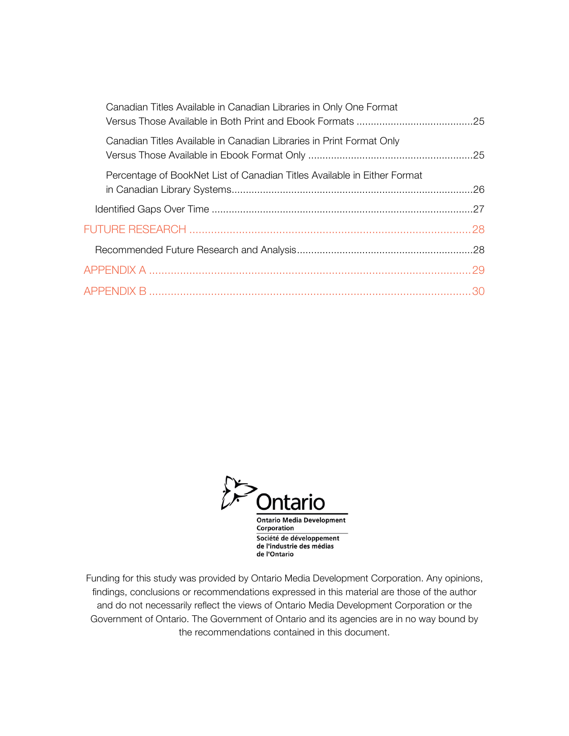Canadian Titles Available in Canadian Libraries in Only One Format Versus Those Available in Both Print and Ebook Formats ........................................25

Canadian Titles Available in Canadian Libraries in Print Format Only Versus Those Available in Ebook Format Only ........................................................25

Percentage of BookNet List of Canadian Titles Available in Either Format in Canadian Library Systems.................................................................................26

Identified Gaps Over Time ........................................................................................27

FUTURE RESEARCH ........................................................................................28

Recommended Future Research and Analysis............................................................28

APPENDIX A ........................................................................................29

APPENDIX B ........................................................................................30

Ontario

Ontario Media Development Corporation

Société de développement de l'industrie des médias de l'Ontario

Funding for this study was provided by Ontario Media Development Corporation. Any opinions, findings, conclusions or recommendations expressed in this material are those of the author and do not necessarily reflect the views of Ontario Media Development Corporation or the Government of Ontario. The Government of Ontario and its agencies are in no way bound by the recommendations contained in this document.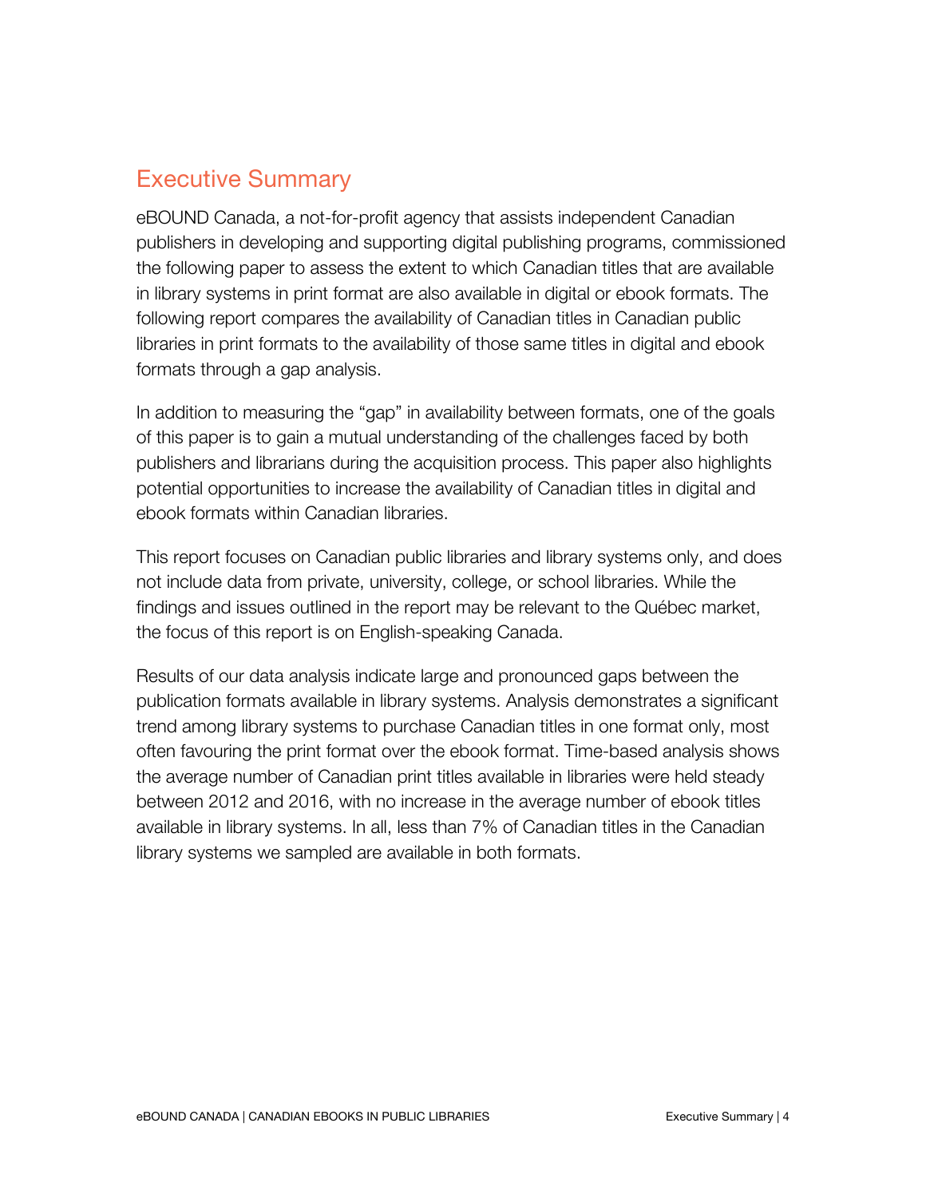## Executive Summary

eBOUND Canada, a not-for-profit agency that assists independent Canadian publishers in developing and supporting digital publishing programs, commissioned the following paper to assess the extent to which Canadian titles that are available in library systems in print format are also available in digital or ebook formats. The following report compares the availability of Canadian titles in Canadian public libraries in print formats to the availability of those same titles in digital and ebook formats through a gap analysis.

In addition to measuring the "gap" in availability between formats, one of the goals of this paper is to gain a mutual understanding of the challenges faced by both publishers and librarians during the acquisition process. This paper also highlights potential opportunities to increase the availability of Canadian titles in digital and ebook formats within Canadian libraries.

This report focuses on Canadian public libraries and library systems only, and does not include data from private, university, college, or school libraries. While the findings and issues outlined in the report may be relevant to the Québec market, the focus of this report is on English-speaking Canada.

Results of our data analysis indicate large and pronounced gaps between the publication formats available in library systems. Analysis demonstrates a significant trend among library systems to purchase Canadian titles in one format only, most often favouring the print format over the ebook format. Time-based analysis shows the average number of Canadian print titles available in libraries were held steady between 2012 and 2016, with no increase in the average number of ebook titles available in library systems. In all, less than 7% of Canadian titles in the Canadian library systems we sampled are available in both formats.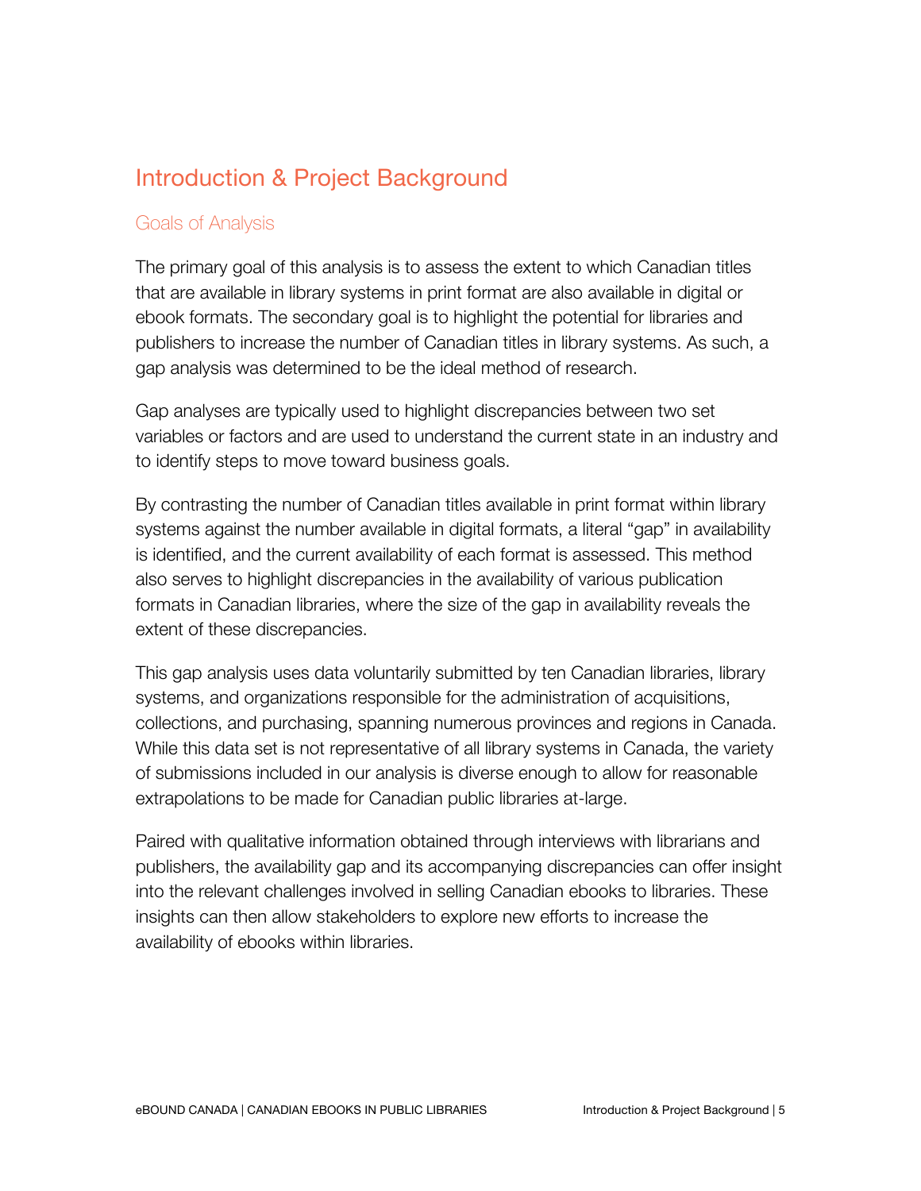# Introduction & Project Background

## Goals of Analysis

The primary goal of this analysis is to assess the extent to which Canadian titles that are available in library systems in print format are also available in digital or ebook formats. The secondary goal is to highlight the potential for libraries and publishers to increase the number of Canadian titles in library systems. As such, a gap analysis was determined to be the ideal method of research.

Gap analyses are typically used to highlight discrepancies between two set variables or factors and are used to understand the current state in an industry and to identify steps to move toward business goals.

By contrasting the number of Canadian titles available in print format within library systems against the number available in digital formats, a literal "gap" in availability is identified, and the current availability of each format is assessed. This method also serves to highlight discrepancies in the availability of various publication formats in Canadian libraries, where the size of the gap in availability reveals the extent of these discrepancies.

This gap analysis uses data voluntarily submitted by ten Canadian libraries, library systems, and organizations responsible for the administration of acquisitions, collections, and purchasing, spanning numerous provinces and regions in Canada. While this data set is not representative of all library systems in Canada, the variety of submissions included in our analysis is diverse enough to allow for reasonable extrapolations to be made for Canadian public libraries at-large.

Paired with qualitative information obtained through interviews with librarians and publishers, the availability gap and its accompanying discrepancies can offer insight into the relevant challenges involved in selling Canadian ebooks to libraries. These insights can then allow stakeholders to explore new efforts to increase the availability of ebooks within libraries.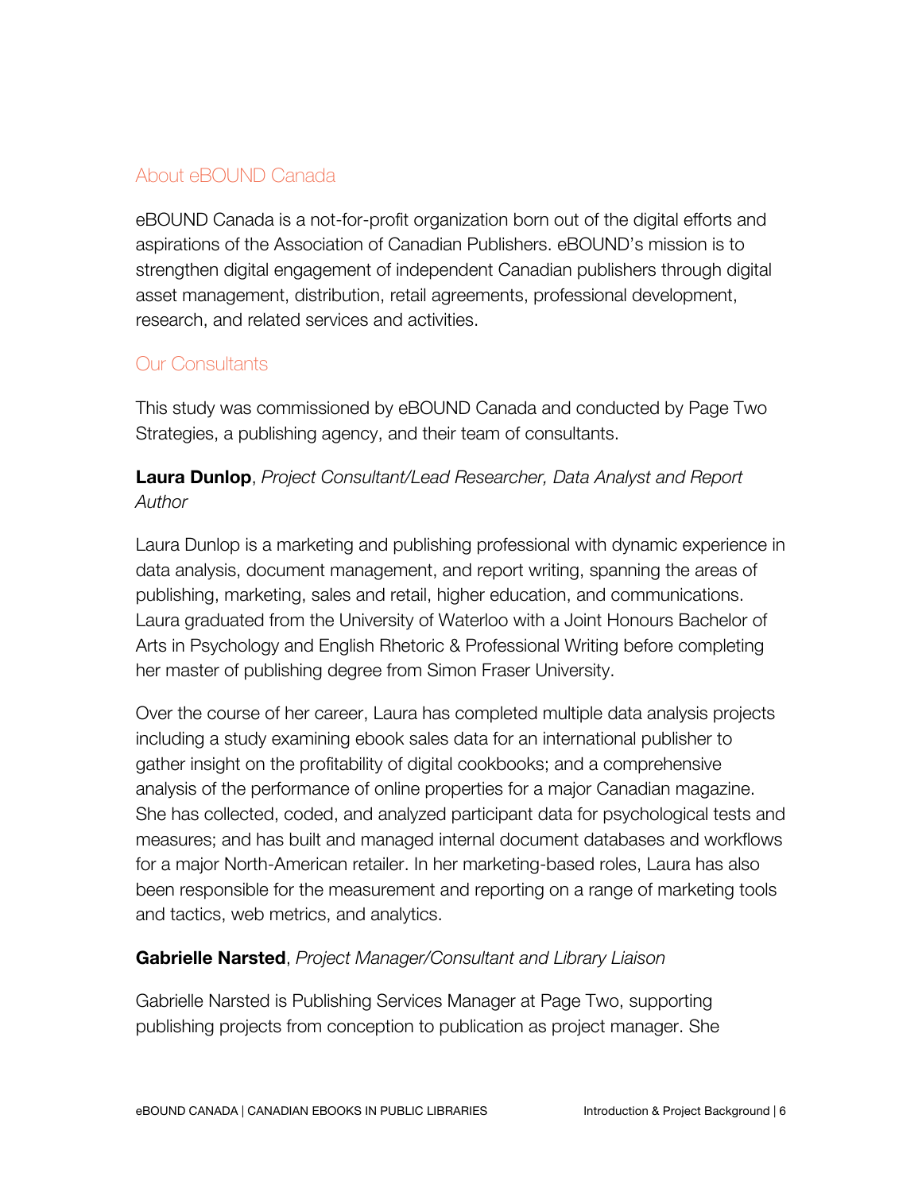## About eBOUND Canada

eBOUND Canada is a not-for-profit organization born out of the digital efforts and aspirations of the Association of Canadian Publishers. eBOUND's mission is to strengthen digital engagement of independent Canadian publishers through digital asset management, distribution, retail agreements, professional development, research, and related services and activities.

## Our Consultants

This study was commissioned by eBOUND Canada and conducted by Page Two Strategies, a publishing agency, and their team of consultants.

**Laura Dunlop**, *Project Consultant/Lead Researcher, Data Analyst and Report Author*

Laura Dunlop is a marketing and publishing professional with dynamic experience in data analysis, document management, and report writing, spanning the areas of publishing, marketing, sales and retail, higher education, and communications. Laura graduated from the University of Waterloo with a Joint Honours Bachelor of Arts in Psychology and English Rhetoric & Professional Writing before completing her master of publishing degree from Simon Fraser University.

Over the course of her career, Laura has completed multiple data analysis projects including a study examining ebook sales data for an international publisher to gather insight on the profitability of digital cookbooks; and a comprehensive analysis of the performance of online properties for a major Canadian magazine. She has collected, coded, and analyzed participant data for psychological tests and measures; and has built and managed internal document databases and workflows for a major North-American retailer. In her marketing-based roles, Laura has also been responsible for the measurement and reporting on a range of marketing tools and tactics, web metrics, and analytics.

**Gabrielle Narsted**, *Project Manager/Consultant and Library Liaison*

Gabrielle Narsted is Publishing Services Manager at Page Two, supporting publishing projects from conception to publication as project manager. She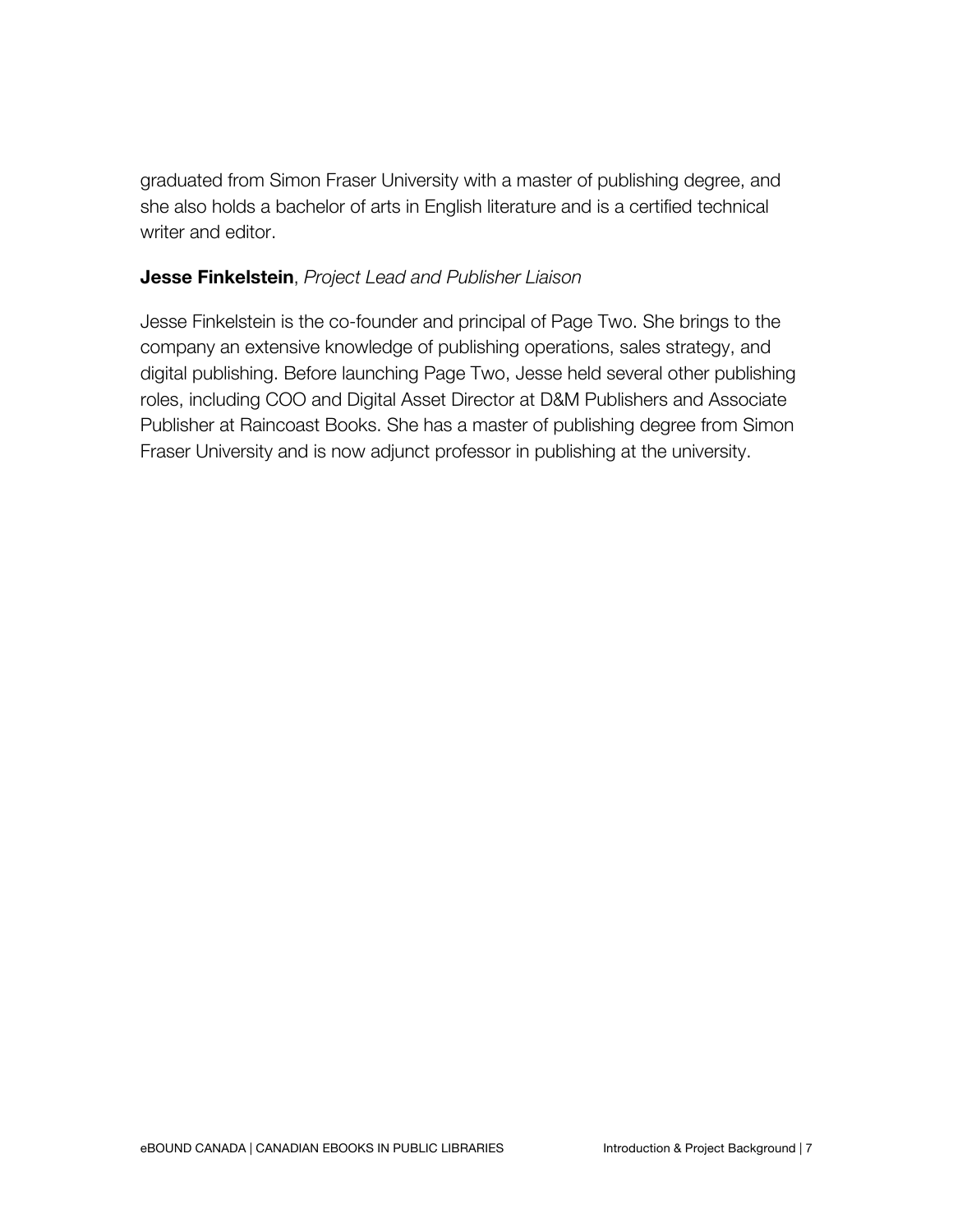graduated from Simon Fraser University with a master of publishing degree, and she also holds a bachelor of arts in English literature and is a certified technical writer and editor.

**Jesse Finkelstein**, *Project Lead and Publisher Liaison*

Jesse Finkelstein is the co-founder and principal of Page Two. She brings to the company an extensive knowledge of publishing operations, sales strategy, and digital publishing. Before launching Page Two, Jesse held several other publishing roles, including COO and Digital Asset Director at D&M Publishers and Associate Publisher at Raincoast Books. She has a master of publishing degree from Simon Fraser University and is now adjunct professor in publishing at the university.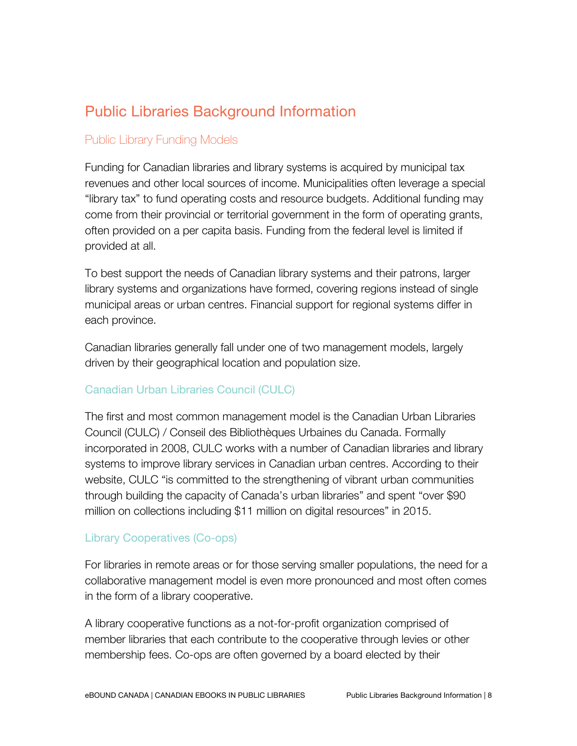# Public Libraries Background Information

## Public Library Funding Models

Funding for Canadian libraries and library systems is acquired by municipal tax revenues and other local sources of income. Municipalities often leverage a special "library tax" to fund operating costs and resource budgets. Additional funding may come from their provincial or territorial government in the form of operating grants, often provided on a per capita basis. Funding from the federal level is limited if provided at all.

To best support the needs of Canadian library systems and their patrons, larger library systems and organizations have formed, covering regions instead of single municipal areas or urban centres. Financial support for regional systems differ in each province.

Canadian libraries generally fall under one of two management models, largely driven by their geographical location and population size.

### Canadian Urban Libraries Council (CULC)

The first and most common management model is the Canadian Urban Libraries Council (CULC) / Conseil des Bibliothèques Urbaines du Canada. Formally incorporated in 2008, CULC works with a number of Canadian libraries and library systems to improve library services in Canadian urban centres. According to their website, CULC "is committed to the strengthening of vibrant urban communities through building the capacity of Canada's urban libraries" and spent "over $90 million on collections including $11 million on digital resources" in 2015.

### Library Cooperatives (Co-ops)

For libraries in remote areas or for those serving smaller populations, the need for a collaborative management model is even more pronounced and most often comes in the form of a library cooperative.

A library cooperative functions as a not-for-profit organization comprised of member libraries that each contribute to the cooperative through levies or other membership fees. Co-ops are often governed by a board elected by their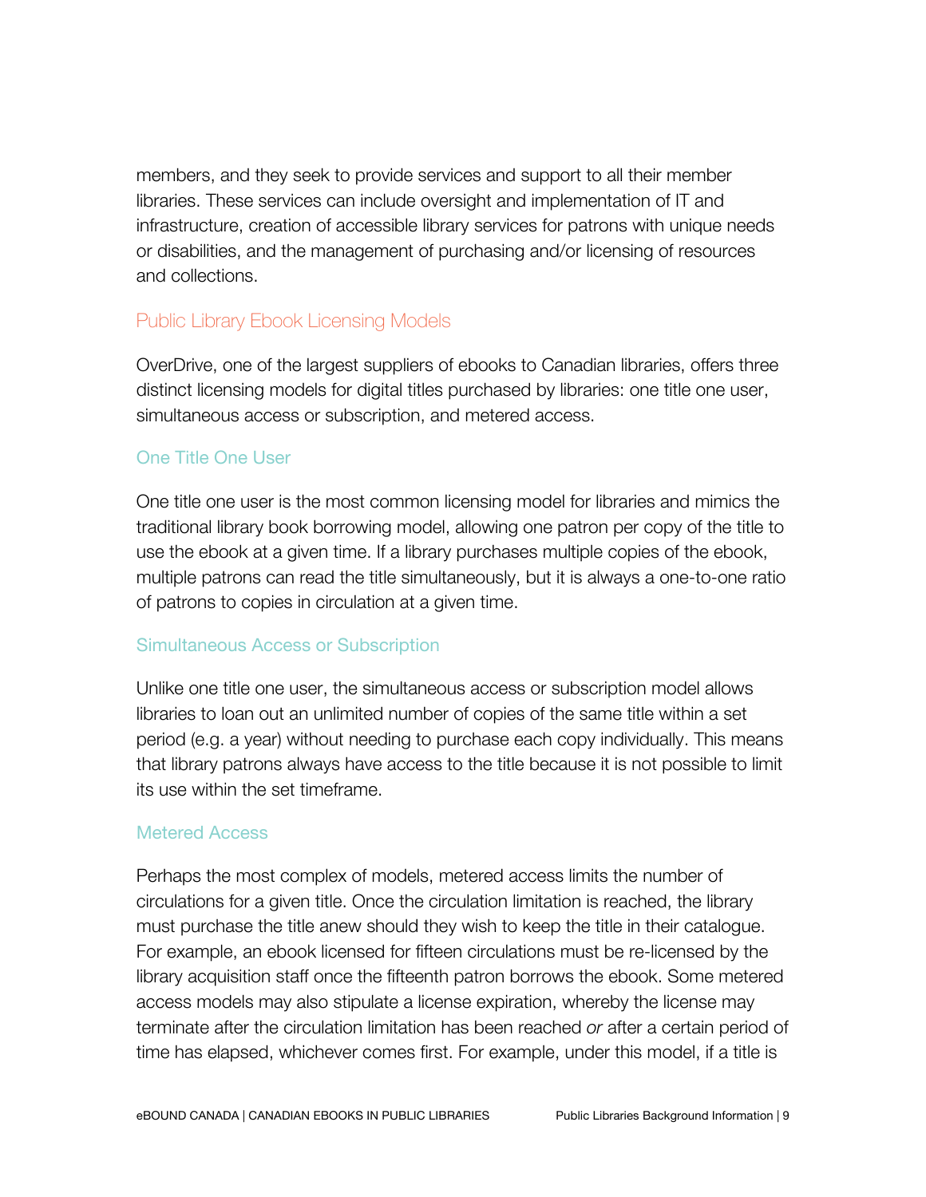members, and they seek to provide services and support to all their member libraries. These services can include oversight and implementation of IT and infrastructure, creation of accessible library services for patrons with unique needs or disabilities, and the management of purchasing and/or licensing of resources and collections.

## Public Library Ebook Licensing Models

OverDrive, one of the largest suppliers of ebooks to Canadian libraries, offers three distinct licensing models for digital titles purchased by libraries: one title one user, simultaneous access or subscription, and metered access.

### One Title One User

One title one user is the most common licensing model for libraries and mimics the traditional library book borrowing model, allowing one patron per copy of the title to use the ebook at a given time. If a library purchases multiple copies of the ebook, multiple patrons can read the title simultaneously, but it is always a one-to-one ratio of patrons to copies in circulation at a given time.

### Simultaneous Access or Subscription

Unlike one title one user, the simultaneous access or subscription model allows libraries to loan out an unlimited number of copies of the same title within a set period (e.g. a year) without needing to purchase each copy individually. This means that library patrons always have access to the title because it is not possible to limit its use within the set timeframe.

### Metered Access

Perhaps the most complex of models, metered access limits the number of circulations for a given title. Once the circulation limitation is reached, the library must purchase the title anew should they wish to keep the title in their catalogue. For example, an ebook licensed for fifteen circulations must be re-licensed by the library acquisition staff once the fifteenth patron borrows the ebook. Some metered access models may also stipulate a license expiration, whereby the license may terminate after the circulation limitation has been reached *or* after a certain period of time has elapsed, whichever comes first. For example, under this model, if a title is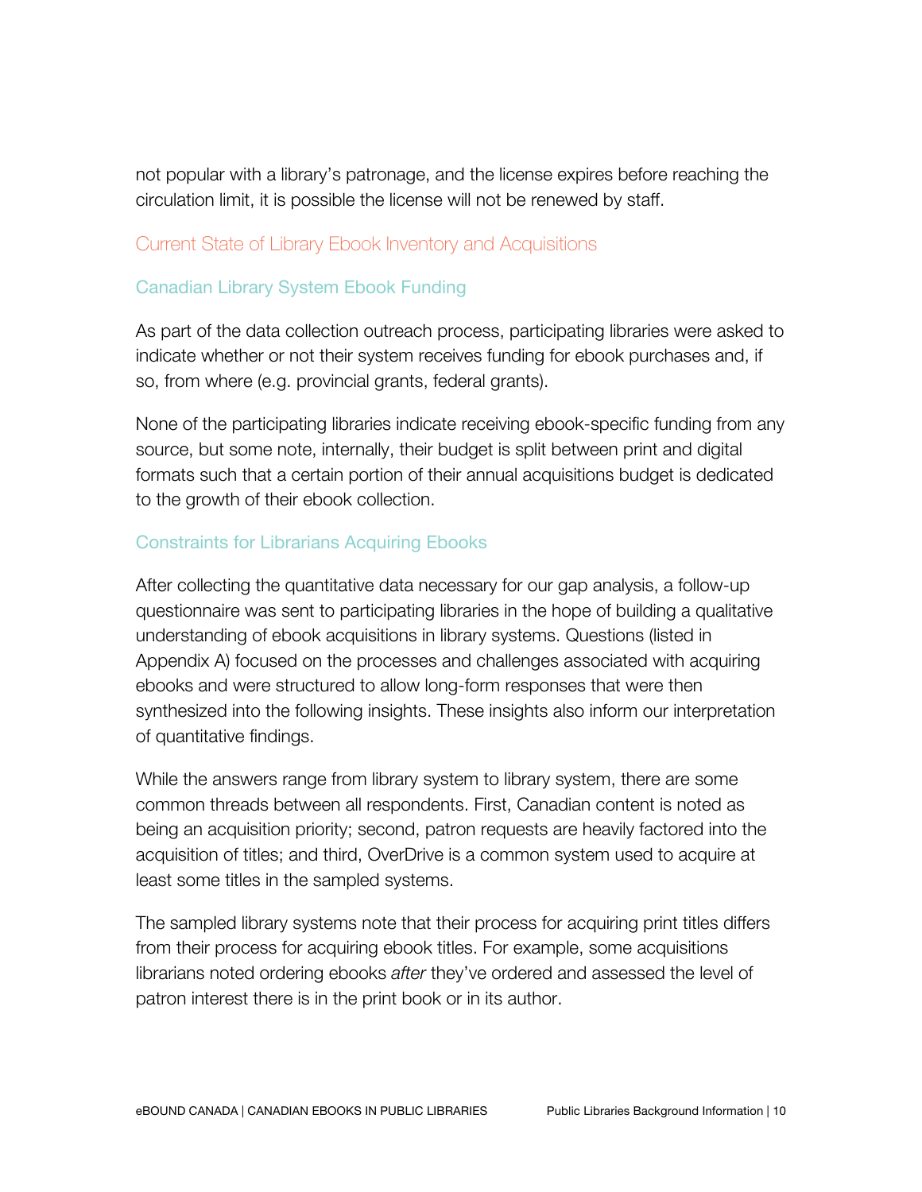not popular with a library's patronage, and the license expires before reaching the circulation limit, it is possible the license will not be renewed by staff.

## Current State of Library Ebook Inventory and Acquisitions

### Canadian Library System Ebook Funding

As part of the data collection outreach process, participating libraries were asked to indicate whether or not their system receives funding for ebook purchases and, if so, from where (e.g. provincial grants, federal grants).

None of the participating libraries indicate receiving ebook-specific funding from any source, but some note, internally, their budget is split between print and digital formats such that a certain portion of their annual acquisitions budget is dedicated to the growth of their ebook collection.

### Constraints for Librarians Acquiring Ebooks

After collecting the quantitative data necessary for our gap analysis, a follow-up questionnaire was sent to participating libraries in the hope of building a qualitative understanding of ebook acquisitions in library systems. Questions (listed in Appendix A) focused on the processes and challenges associated with acquiring ebooks and were structured to allow long-form responses that were then synthesized into the following insights. These insights also inform our interpretation of quantitative findings.

While the answers range from library system to library system, there are some common threads between all respondents. First, Canadian content is noted as being an acquisition priority; second, patron requests are heavily factored into the acquisition of titles; and third, OverDrive is a common system used to acquire at least some titles in the sampled systems.

The sampled library systems note that their process for acquiring print titles differs from their process for acquiring ebook titles. For example, some acquisitions librarians noted ordering ebooks *after* they've ordered and assessed the level of patron interest there is in the print book or in its author.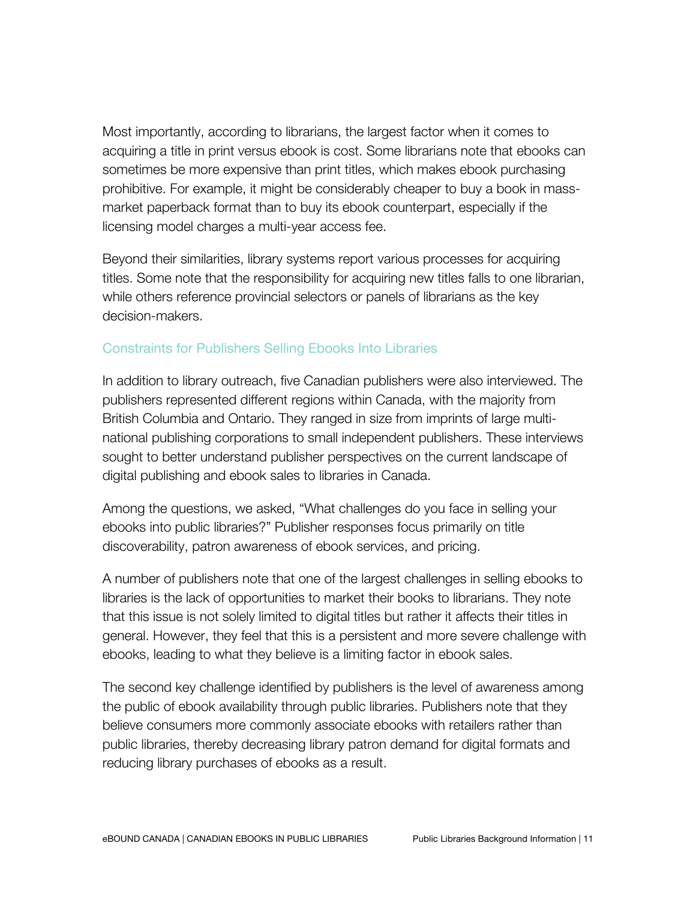Most importantly, according to librarians, the largest factor when it comes to acquiring a title in print versus ebook is cost. Some librarians note that ebooks can sometimes be more expensive than print titles, which makes ebook purchasing prohibitive. For example, it might be considerably cheaper to buy a book in mass-market paperback format than to buy its ebook counterpart, especially if the licensing model charges a multi-year access fee.

Beyond their similarities, library systems report various processes for acquiring titles. Some note that the responsibility for acquiring new titles falls to one librarian, while others reference provincial selectors or panels of librarians as the key decision-makers.

### Constraints for Publishers Selling Ebooks Into Libraries

In addition to library outreach, five Canadian publishers were also interviewed. The publishers represented different regions within Canada, with the majority from British Columbia and Ontario. They ranged in size from imprints of large multi-national publishing corporations to small independent publishers. These interviews sought to better understand publisher perspectives on the current landscape of digital publishing and ebook sales to libraries in Canada.

Among the questions, we asked, "What challenges do you face in selling your ebooks into public libraries?" Publisher responses focus primarily on title discoverability, patron awareness of ebook services, and pricing.

A number of publishers note that one of the largest challenges in selling ebooks to libraries is the lack of opportunities to market their books to librarians. They note that this issue is not solely limited to digital titles but rather it affects their titles in general. However, they feel that this is a persistent and more severe challenge with ebooks, leading to what they believe is a limiting factor in ebook sales.

The second key challenge identified by publishers is the level of awareness among the public of ebook availability through public libraries. Publishers note that they believe consumers more commonly associate ebooks with retailers rather than public libraries, thereby decreasing library patron demand for digital formats and reducing library purchases of ebooks as a result.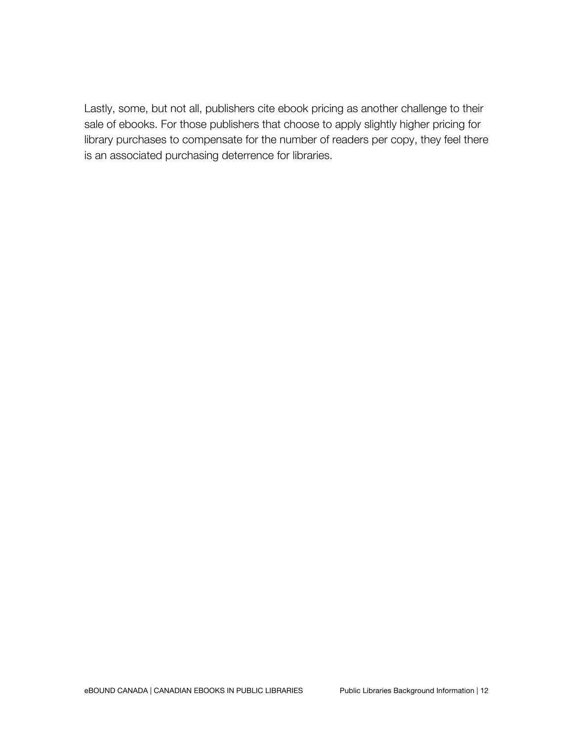Lastly, some, but not all, publishers cite ebook pricing as another challenge to their sale of ebooks. For those publishers that choose to apply slightly higher pricing for library purchases to compensate for the number of readers per copy, they feel there is an associated purchasing deterrence for libraries.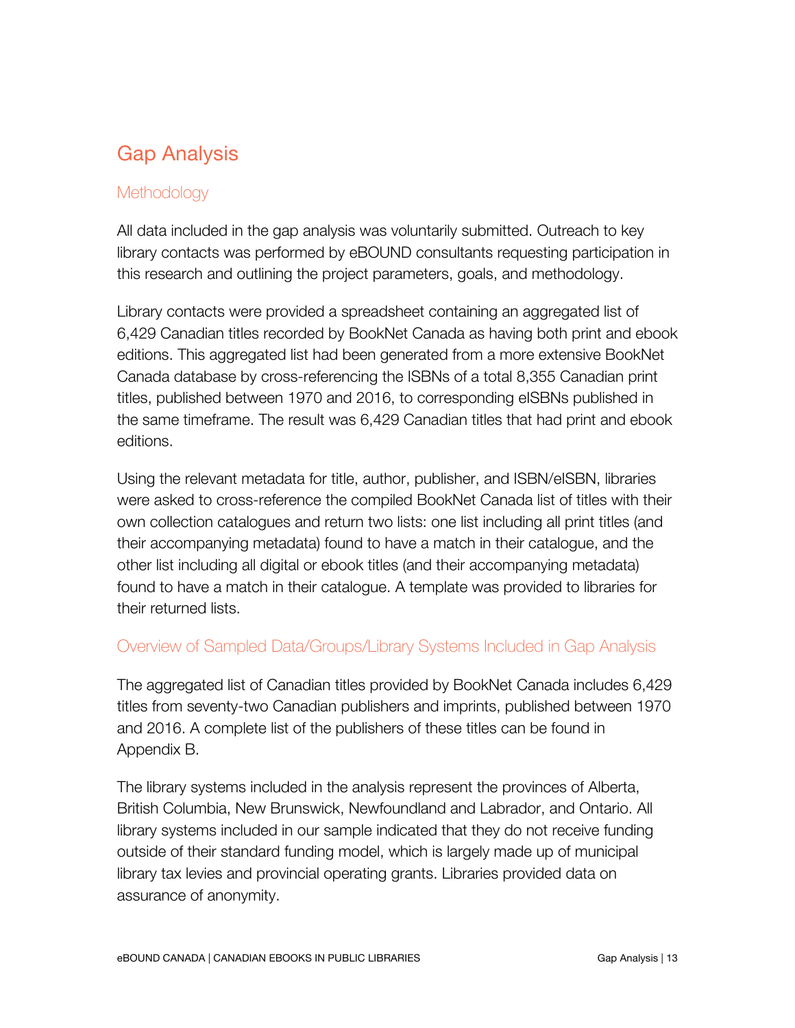## Gap Analysis

### Methodology

All data included in the gap analysis was voluntarily submitted. Outreach to key library contacts was performed by eBOUND consultants requesting participation in this research and outlining the project parameters, goals, and methodology.

Library contacts were provided a spreadsheet containing an aggregated list of 6,429 Canadian titles recorded by BookNet Canada as having both print and ebook editions. This aggregated list had been generated from a more extensive BookNet Canada database by cross-referencing the ISBNs of a total 8,355 Canadian print titles, published between 1970 and 2016, to corresponding eISBNs published in the same timeframe. The result was 6,429 Canadian titles that had print and ebook editions.

Using the relevant metadata for title, author, publisher, and ISBN/eISBN, libraries were asked to cross-reference the compiled BookNet Canada list of titles with their own collection catalogues and return two lists: one list including all print titles (and their accompanying metadata) found to have a match in their catalogue, and the other list including all digital or ebook titles (and their accompanying metadata) found to have a match in their catalogue. A template was provided to libraries for their returned lists.

### Overview of Sampled Data/Groups/Library Systems Included in Gap Analysis

The aggregated list of Canadian titles provided by BookNet Canada includes 6,429 titles from seventy-two Canadian publishers and imprints, published between 1970 and 2016. A complete list of the publishers of these titles can be found in Appendix B.

The library systems included in the analysis represent the provinces of Alberta, British Columbia, New Brunswick, Newfoundland and Labrador, and Ontario. All library systems included in our sample indicated that they do not receive funding outside of their standard funding model, which is largely made up of municipal library tax levies and provincial operating grants. Libraries provided data on assurance of anonymity.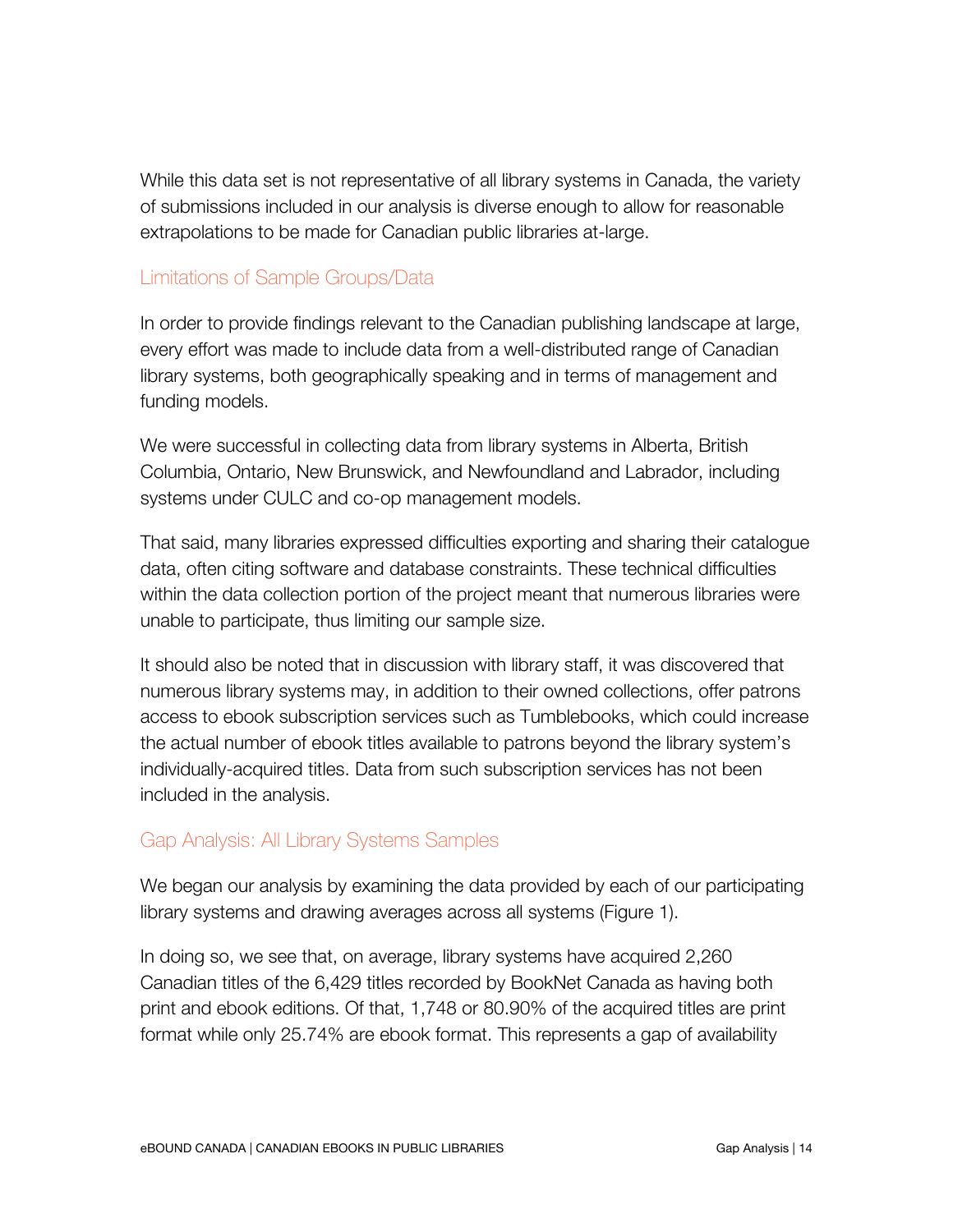While this data set is not representative of all library systems in Canada, the variety of submissions included in our analysis is diverse enough to allow for reasonable extrapolations to be made for Canadian public libraries at-large.

## Limitations of Sample Groups/Data

In order to provide findings relevant to the Canadian publishing landscape at large, every effort was made to include data from a well-distributed range of Canadian library systems, both geographically speaking and in terms of management and funding models.

We were successful in collecting data from library systems in Alberta, British Columbia, Ontario, New Brunswick, and Newfoundland and Labrador, including systems under CULC and co-op management models.

That said, many libraries expressed difficulties exporting and sharing their catalogue data, often citing software and database constraints. These technical difficulties within the data collection portion of the project meant that numerous libraries were unable to participate, thus limiting our sample size.

It should also be noted that in discussion with library staff, it was discovered that numerous library systems may, in addition to their owned collections, offer patrons access to ebook subscription services such as Tumblebooks, which could increase the actual number of ebook titles available to patrons beyond the library system's individually-acquired titles. Data from such subscription services has not been included in the analysis.

## Gap Analysis: All Library Systems Samples

We began our analysis by examining the data provided by each of our participating library systems and drawing averages across all systems (Figure 1).

In doing so, we see that, on average, library systems have acquired 2,260 Canadian titles of the 6,429 titles recorded by BookNet Canada as having both print and ebook editions. Of that, 1,748 or 80.90% of the acquired titles are print format while only 25.74% are ebook format. This represents a gap of availability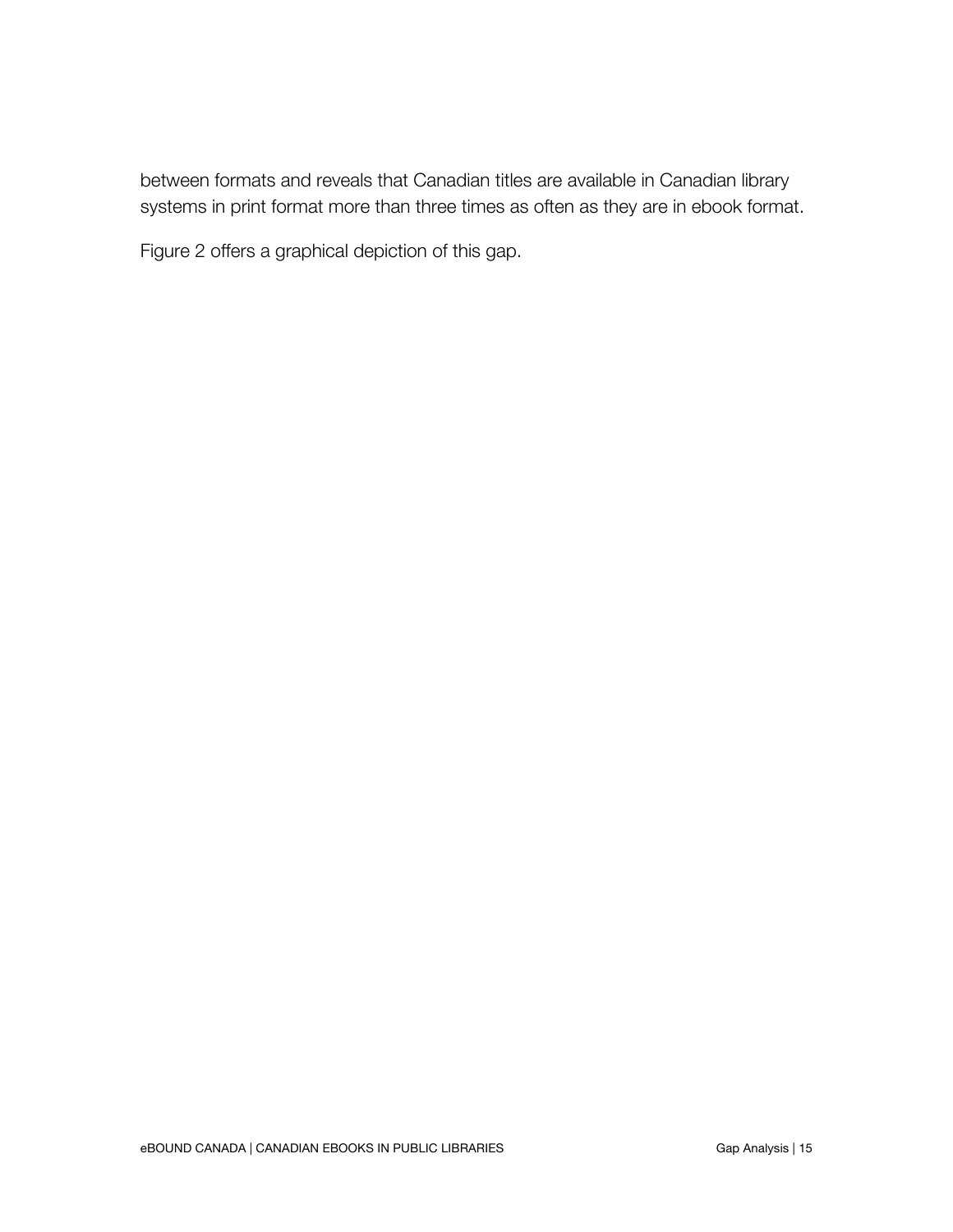between formats and reveals that Canadian titles are available in Canadian library systems in print format more than three times as often as they are in ebook format.

Figure 2 offers a graphical depiction of this gap.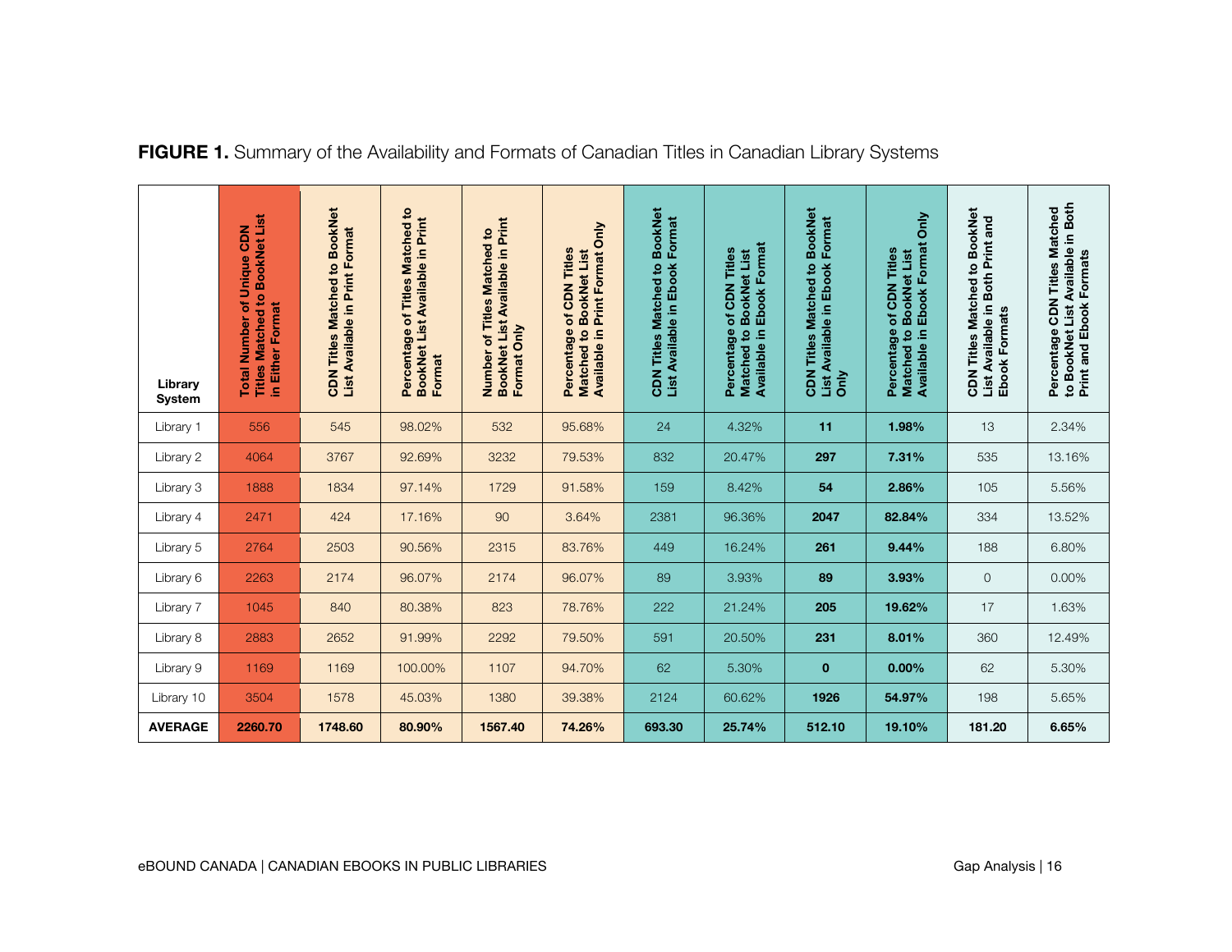**FIGURE 1.** Summary of the Availability and Formats of Canadian Titles in Canadian Library Systems

| Library System | Total Number of Unique CDN Titles Matched to BookNet List in Either Format | CDN Titles Matched to BookNet List Available in Print Format | Percentage of Titles Matched to BookNet List Available in Print Format | Number of Titles Matched to BookNet List Available in Print Format Only | Percentage of CDN Titles Matched to BookNet List Available in Print Format Only | CDN Titles Matched to BookNet List Available in Ebook Format | Percentage of CDN Titles Matched to BookNet List Available in Ebook Format | CDN Titles Matched to BookNet List Available in Ebook Format Only | Percentage of CDN Titles Matched to BookNet List Available in Ebook Format Only | CDN Titles Matched to BookNet List Available in Both Print and Ebook Formats | Percentage CDN Titles Matched to BookNet List Available in Both Print and Ebook Formats |
|---|---|---|---|---|---|---|---|---|---|---|---|
| Library 1 | 556 | 545 | 98.02% | 532 | 95.68% | 24 | 4.32% | **11** | **1.98%** | 13 | 2.34% |
| Library 2 | 4064 | 3767 | 92.69% | 3232 | 79.53% | 832 | 20.47% | **297** | **7.31%** | 535 | 13.16% |
| Library 3 | 1888 | 1834 | 97.14% | 1729 | 91.58% | 159 | 8.42% | **54** | **2.86%** | 105 | 5.56% |
| Library 4 | 2471 | 424 | 17.16% | 90 | 3.64% | 2381 | 96.36% | **2047** | **82.84%** | 334 | 13.52% |
| Library 5 | 2764 | 2503 | 90.56% | 2315 | 83.76% | 449 | 16.24% | **261** | **9.44%** | 188 | 6.80% |
| Library 6 | 2263 | 2174 | 96.07% | 2174 | 96.07% | 89 | 3.93% | **89** | **3.93%** | 0 | 0.00% |
| Library 7 | 1045 | 840 | 80.38% | 823 | 78.76% | 222 | 21.24% | **205** | **19.62%** | 17 | 1.63% |
| Library 8 | 2883 | 2652 | 91.99% | 2292 | 79.50% | 591 | 20.50% | **231** | **8.01%** | 360 | 12.49% |
| Library 9 | 1169 | 1169 | 100.00% | 1107 | 94.70% | 62 | 5.30% | **0** | **0.00%** | 62 | 5.30% |
| Library 10 | 3504 | 1578 | 45.03% | 1380 | 39.38% | 2124 | 60.62% | **1926** | **54.97%** | 198 | 5.65% |
| **AVERAGE** | **2260.70** | **1748.60** | **80.90%** | **1567.40** | **74.26%** | **693.30** | **25.74%** | **512.10** | **19.10%** | **181.20** | **6.65%** |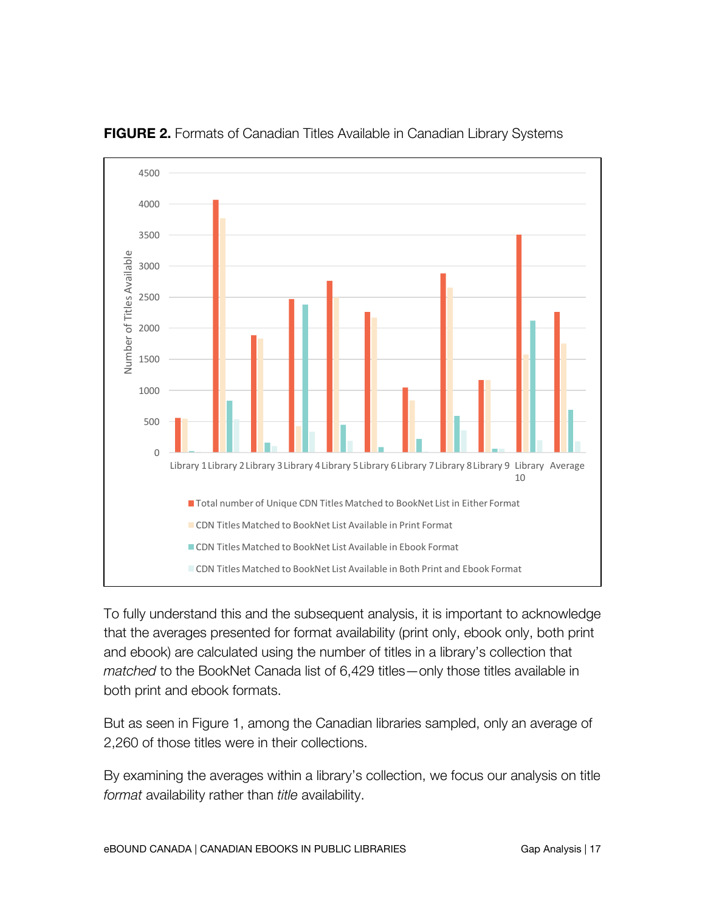**FIGURE 2.** Formats of Canadian Titles Available in Canadian Library Systems

To fully understand this and the subsequent analysis, it is important to acknowledge that the averages presented for format availability (print only, ebook only, both print and ebook) are calculated using the number of titles in a library's collection that *matched* to the BookNet Canada list of 6,429 titles—only those titles available in both print and ebook formats.

But as seen in Figure 1, among the Canadian libraries sampled, only an average of 2,260 of those titles were in their collections.

By examining the averages within a library's collection, we focus our analysis on title *format* availability rather than *title* availability.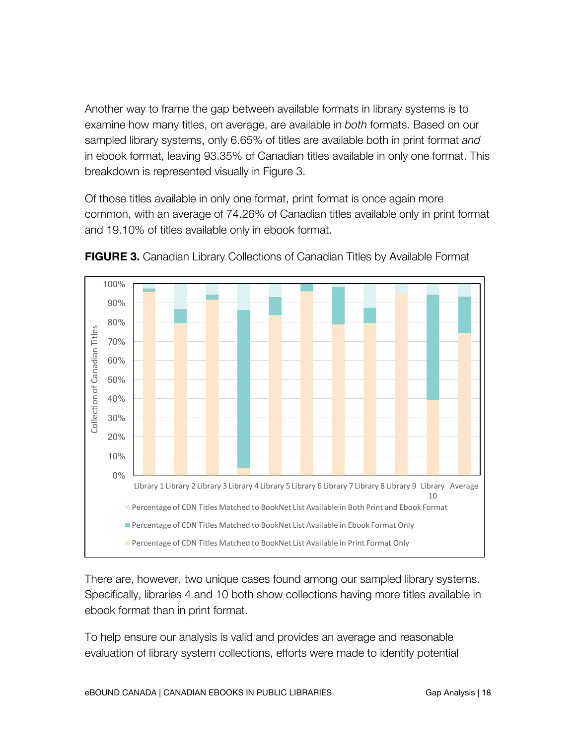Another way to frame the gap between available formats in library systems is to examine how many titles, on average, are available in *both* formats. Based on our sampled library systems, only 6.65% of titles are available both in print format *and* in ebook format, leaving 93.35% of Canadian titles available in only one format. This breakdown is represented visually in Figure 3.

Of those titles available in only one format, print format is once again more common, with an average of 74.26% of Canadian titles available only in print format and 19.10% of titles available only in ebook format.

**FIGURE 3.** Canadian Library Collections of Canadian Titles by Available Format

There are, however, two unique cases found among our sampled library systems. Specifically, libraries 4 and 10 both show collections having more titles available in ebook format than in print format.

To help ensure our analysis is valid and provides an average and reasonable evaluation of library system collections, efforts were made to identify potential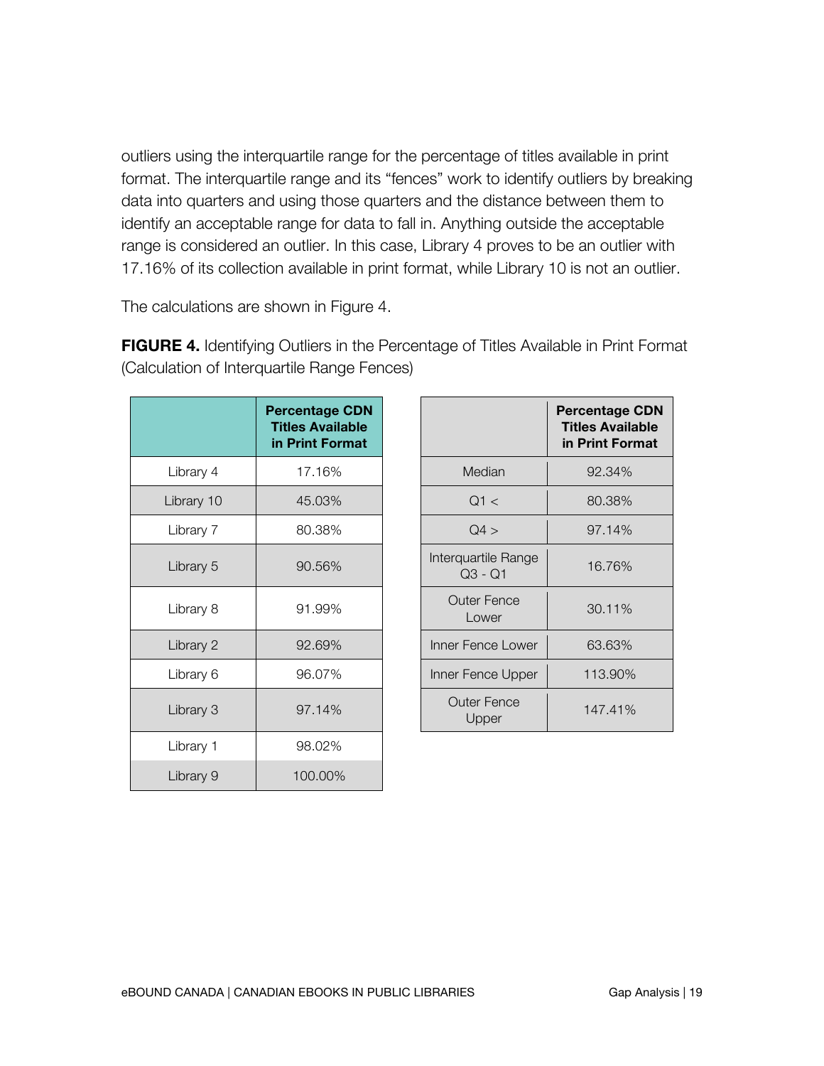outliers using the interquartile range for the percentage of titles available in print format. The interquartile range and its “fences” work to identify outliers by breaking data into quarters and using those quarters and the distance between them to identify an acceptable range for data to fall in. Anything outside the acceptable range is considered an outlier. In this case, Library 4 proves to be an outlier with 17.16% of its collection available in print format, while Library 10 is not an outlier.

The calculations are shown in Figure 4.

**FIGURE 4.** Identifying Outliers in the Percentage of Titles Available in Print Format (Calculation of Interquartile Range Fences)

| | Percentage CDN Titles Available in Print Format |
|---|---|
| Library 4 | 17.16% |
| Library 10 | 45.03% |
| Library 7 | 80.38% |
| Library 5 | 90.56% |
| Library 8 | 91.99% |
| Library 2 | 92.69% |
| Library 6 | 96.07% |
| Library 3 | 97.14% |
| Library 1 | 98.02% |
| Library 9 | 100.00% |

| | Percentage CDN Titles Available in Print Format |
|---|---|
| Median | 92.34% |
| Q1 < | 80.38% |
| Q4 > | 97.14% |
| Interquartile Range Q3 - Q1 | 16.76% |
| Outer Fence Lower | 30.11% |
| Inner Fence Lower | 63.63% |
| Inner Fence Upper | 113.90% |
| Outer Fence Upper | 147.41% |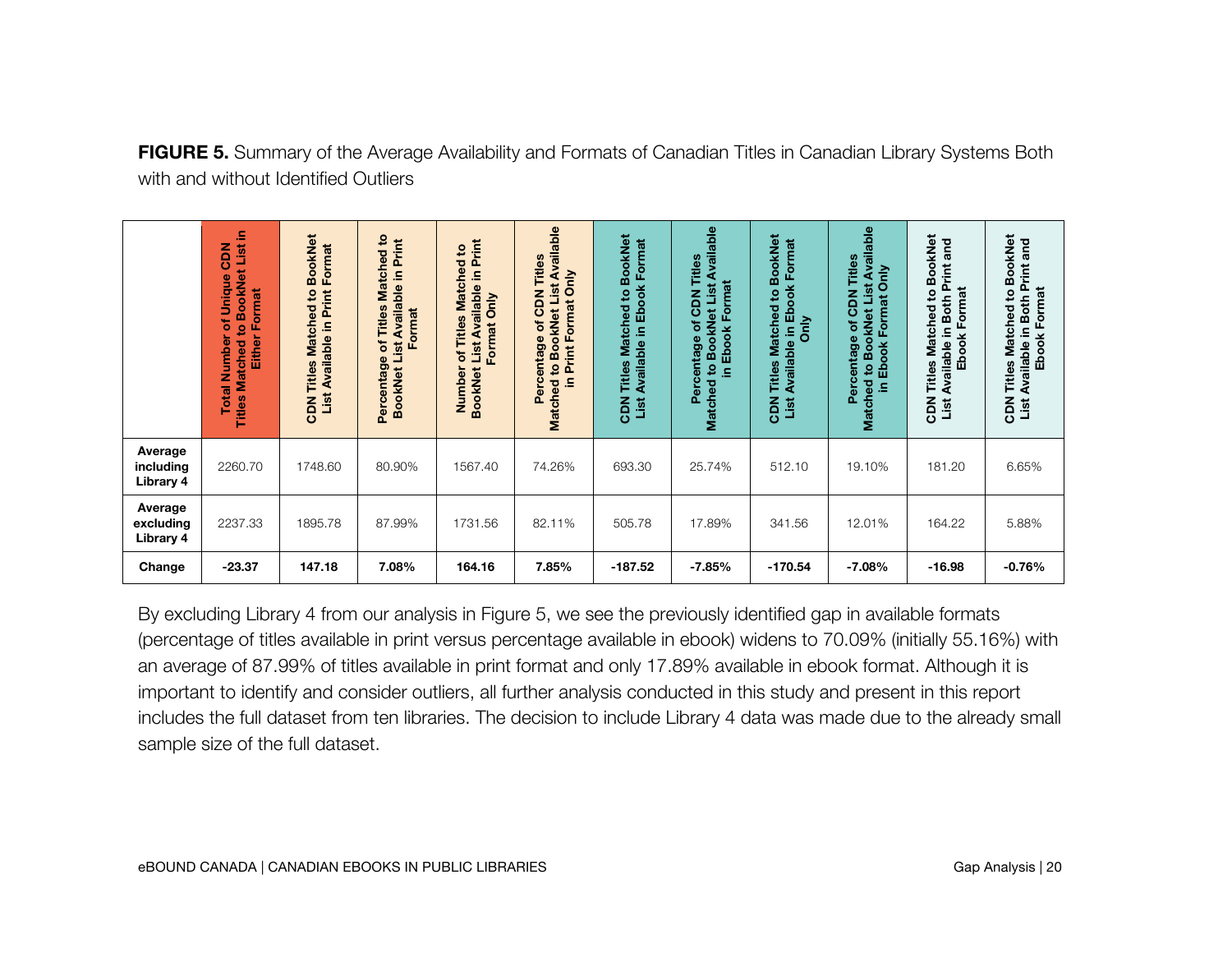**FIGURE 5.** Summary of the Average Availability and Formats of Canadian Titles in Canadian Library Systems Both with and without Identified Outliers

| | Total Number of Unique CDN Titles Matched to BookNet List in Either Format | CDN Titles Matched to BookNet List Available in Print Format | Percentage of Titles Matched to BookNet List Available in Print Format | Number of Titles Matched to BookNet List Available in Print Format Only | Percentage of CDN Titles Matched to BookNet List Available in Print Format Only | CDN Titles Matched to BookNet List Available in Ebook Format | Percentage of CDN Titles Matched to BookNet List Available in Ebook Format | CDN Titles Matched to BookNet List Available in Ebook Format Only | Percentage of CDN Titles Matched to BookNet List Available in Ebook Format Only | CDN Titles Matched to BookNet List Available in Both Print and Ebook Format | CDN Titles Matched to BookNet List Available in Both Print and Ebook Format |
|---|---|---|---|---|---|---|---|---|---|---|---|
| **Average including Library 4** | 2260.70 | 1748.60 | 80.90% | 1567.40 | 74.26% | 693.30 | 25.74% | 512.10 | 19.10% | 181.20 | 6.65% |
| **Average excluding Library 4** | 2237.33 | 1895.78 | 87.99% | 1731.56 | 82.11% | 505.78 | 17.89% | 341.56 | 12.01% | 164.22 | 5.88% |
| **Change** | **-23.37** | **147.18** | **7.08%** | **164.16** | **7.85%** | **-187.52** | **-7.85%** | **-170.54** | **-7.08%** | **-16.98** | **-0.76%** |

By excluding Library 4 from our analysis in Figure 5, we see the previously identified gap in available formats (percentage of titles available in print versus percentage available in ebook) widens to 70.09% (initially 55.16%) with an average of 87.99% of titles available in print format and only 17.89% available in ebook format. Although it is important to identify and consider outliers, all further analysis conducted in this study and present in this report includes the full dataset from ten libraries. The decision to include Library 4 data was made due to the already small sample size of the full dataset.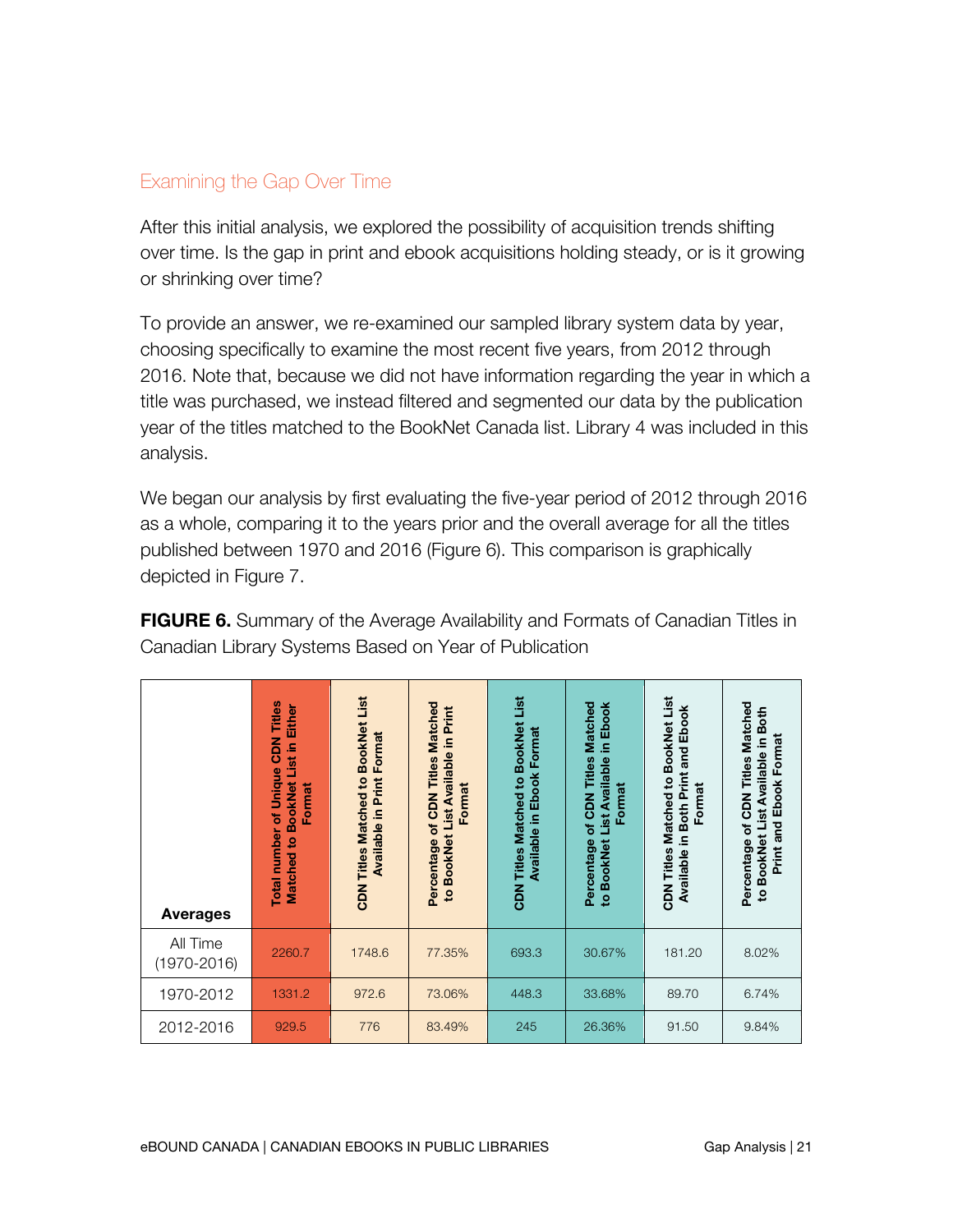## Examining the Gap Over Time

After this initial analysis, we explored the possibility of acquisition trends shifting over time. Is the gap in print and ebook acquisitions holding steady, or is it growing or shrinking over time?

To provide an answer, we re-examined our sampled library system data by year, choosing specifically to examine the most recent five years, from 2012 through 2016. Note that, because we did not have information regarding the year in which a title was purchased, we instead filtered and segmented our data by the publication year of the titles matched to the BookNet Canada list. Library 4 was included in this analysis.

We began our analysis by first evaluating the five-year period of 2012 through 2016 as a whole, comparing it to the years prior and the overall average for all the titles published between 1970 and 2016 (Figure 6). This comparison is graphically depicted in Figure 7.

**FIGURE 6.** Summary of the Average Availability and Formats of Canadian Titles in Canadian Library Systems Based on Year of Publication

| Averages | Total number of Unique CDN Titles Matched to BookNet List in Either Format | CDN Titles Matched to BookNet List Available in Print Format | Percentage of CDN Titles Matched to BookNet List Available in Print Format | CDN Titles Matched to BookNet List Available in Ebook Format | Percentage of CDN Titles Matched to BookNet List Available in Ebook Format | CDN Titles Matched to BookNet List Available in Both Print and Ebook Format | Percentage of CDN Titles Matched to BookNet List Available in Both Print and Ebook Format |
|---|---|---|---|---|---|---|---|
| All Time (1970-2016) | 2260.7 | 1748.6 | 77.35% | 693.3 | 30.67% | 181.20 | 8.02% |
| 1970-2012 | 1331.2 | 972.6 | 73.06% | 448.3 | 33.68% | 89.70 | 6.74% |
| 2012-2016 | 929.5 | 776 | 83.49% | 245 | 26.36% | 91.50 | 9.84% |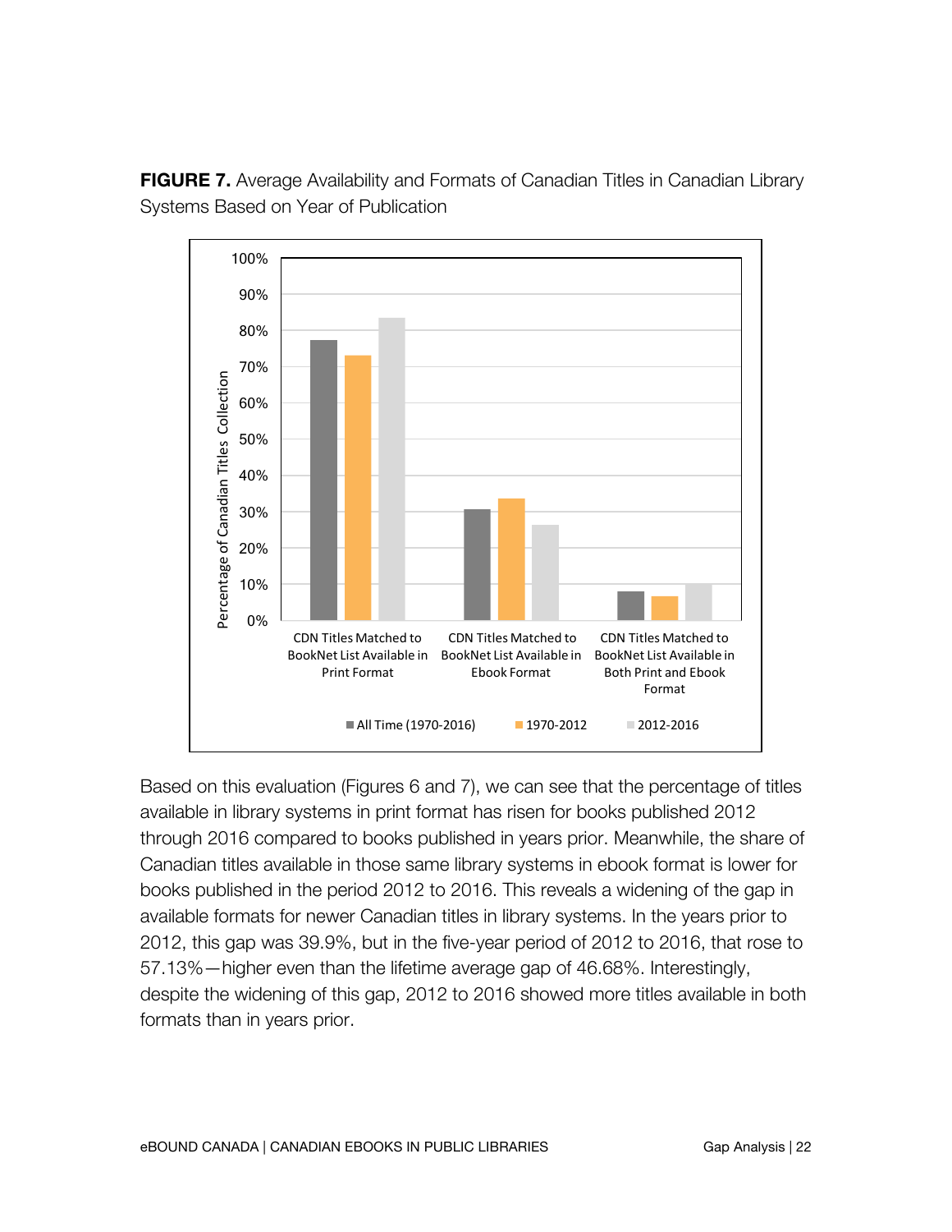**FIGURE 7.** Average Availability and Formats of Canadian Titles in Canadian Library Systems Based on Year of Publication

Based on this evaluation (Figures 6 and 7), we can see that the percentage of titles available in library systems in print format has risen for books published 2012 through 2016 compared to books published in years prior. Meanwhile, the share of Canadian titles available in those same library systems in ebook format is lower for books published in the period 2012 to 2016. This reveals a widening of the gap in available formats for newer Canadian titles in library systems. In the years prior to 2012, this gap was 39.9%, but in the five-year period of 2012 to 2016, that rose to 57.13%—higher even than the lifetime average gap of 46.68%. Interestingly, despite the widening of this gap, 2012 to 2016 showed more titles available in both formats than in years prior.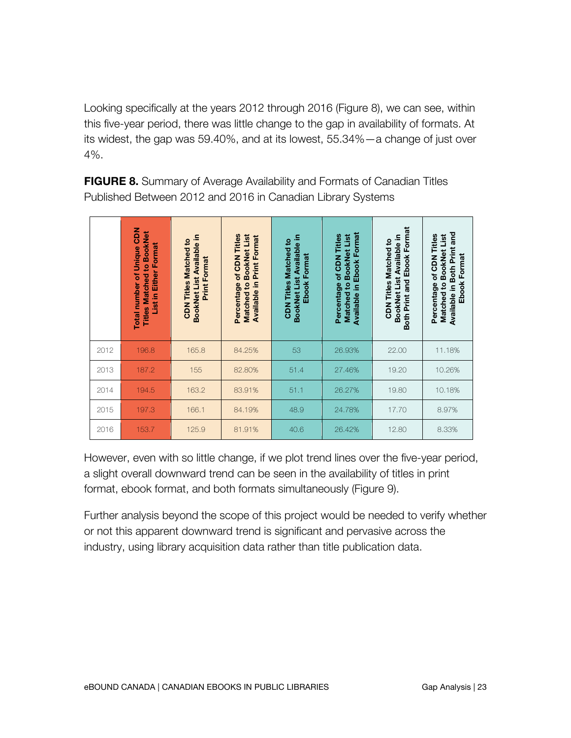Looking specifically at the years 2012 through 2016 (Figure 8), we can see, within this five-year period, there was little change to the gap in availability of formats. At its widest, the gap was 59.40%, and at its lowest, 55.34%—a change of just over 4%.

**FIGURE 8.** Summary of Average Availability and Formats of Canadian Titles Published Between 2012 and 2016 in Canadian Library Systems

| | Total number of Unique CDN Titles Matched to BookNet List in Either Format | CDN Titles Matched to BookNet List Available in Print Format | Percentage of CDN Titles Matched to BookNet List Available in Print Format | CDN Titles Matched to BookNet List Available in Ebook Format | Percentage of CDN Titles Matched to BookNet List Available in Ebook Format | CDN Titles Matched to BookNet List Available in Both Print and Ebook Format | Percentage of CDN Titles Matched to BookNet List Available in Both Print and Ebook Format |
|---|---|---|---|---|---|---|---|
| 2012 | 196.8 | 165.8 | 84.25% | 53 | 26.93% | 22.00 | 11.18% |
| 2013 | 187.2 | 155 | 82.80% | 51.4 | 27.46% | 19.20 | 10.26% |
| 2014 | 194.5 | 163.2 | 83.91% | 51.1 | 26.27% | 19.80 | 10.18% |
| 2015 | 197.3 | 166.1 | 84.19% | 48.9 | 24.78% | 17.70 | 8.97% |
| 2016 | 153.7 | 125.9 | 81.91% | 40.6 | 26.42% | 12.80 | 8.33% |

However, even with so little change, if we plot trend lines over the five-year period, a slight overall downward trend can be seen in the availability of titles in print format, ebook format, and both formats simultaneously (Figure 9).

Further analysis beyond the scope of this project would be needed to verify whether or not this apparent downward trend is significant and pervasive across the industry, using library acquisition data rather than title publication data.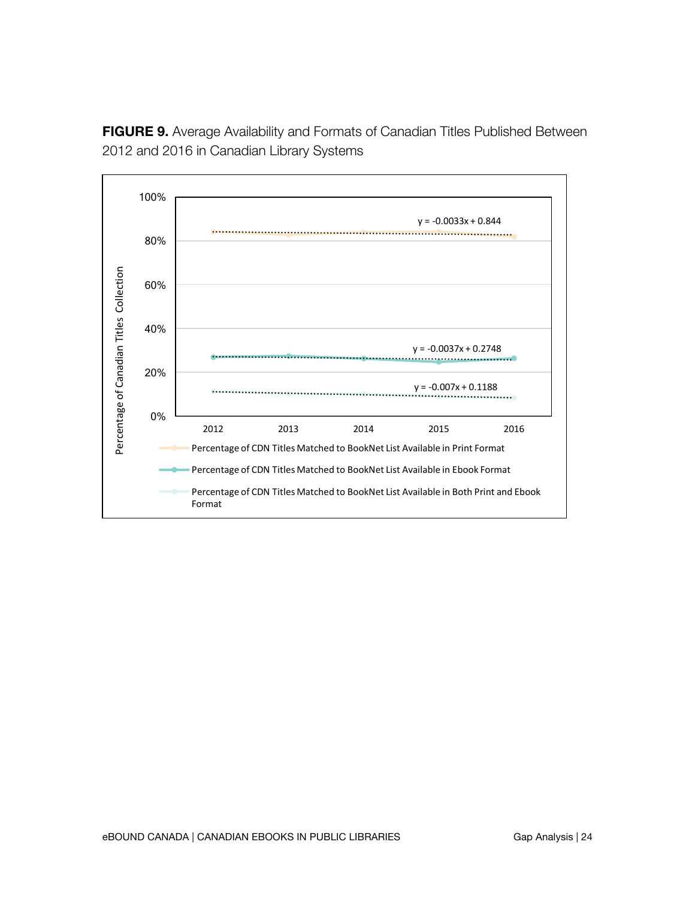**FIGURE 9.** Average Availability and Formats of Canadian Titles Published Between 2012 and 2016 in Canadian Library Systems

Percentage of Canadian Titles Collection

100%

80%

60%

40%

20%

0%

2012 2013 2014 2015 2016

$y = -0.0033x + 0.844$

$y = -0.0037x + 0.2748$

$y = -0.007x + 0.1188$

- Percentage of CDN Titles Matched to BookNet List Available in Print Format
- Percentage of CDN Titles Matched to BookNet List Available in Ebook Format
- Percentage of CDN Titles Matched to BookNet List Available in Both Print and Ebook Format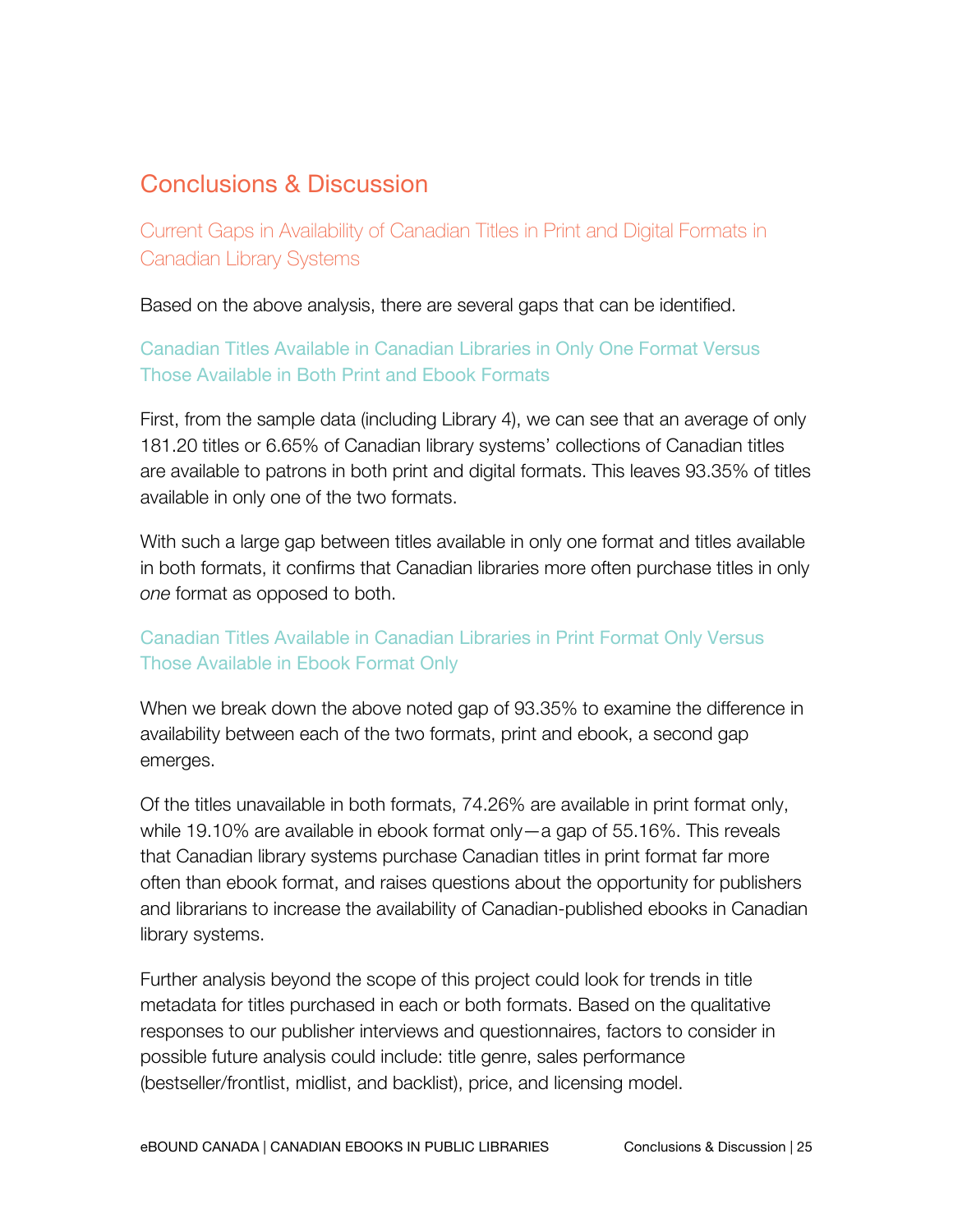# Conclusions & Discussion

## Current Gaps in Availability of Canadian Titles in Print and Digital Formats in Canadian Library Systems

Based on the above analysis, there are several gaps that can be identified.

### Canadian Titles Available in Canadian Libraries in Only One Format Versus Those Available in Both Print and Ebook Formats

First, from the sample data (including Library 4), we can see that an average of only 181.20 titles or 6.65% of Canadian library systems' collections of Canadian titles are available to patrons in both print and digital formats. This leaves 93.35% of titles available in only one of the two formats.

With such a large gap between titles available in only one format and titles available in both formats, it confirms that Canadian libraries more often purchase titles in only *one* format as opposed to both.

### Canadian Titles Available in Canadian Libraries in Print Format Only Versus Those Available in Ebook Format Only

When we break down the above noted gap of 93.35% to examine the difference in availability between each of the two formats, print and ebook, a second gap emerges.

Of the titles unavailable in both formats, 74.26% are available in print format only, while 19.10% are available in ebook format only—a gap of 55.16%. This reveals that Canadian library systems purchase Canadian titles in print format far more often than ebook format, and raises questions about the opportunity for publishers and librarians to increase the availability of Canadian-published ebooks in Canadian library systems.

Further analysis beyond the scope of this project could look for trends in title metadata for titles purchased in each or both formats. Based on the qualitative responses to our publisher interviews and questionnaires, factors to consider in possible future analysis could include: title genre, sales performance (bestseller/frontlist, midlist, and backlist), price, and licensing model.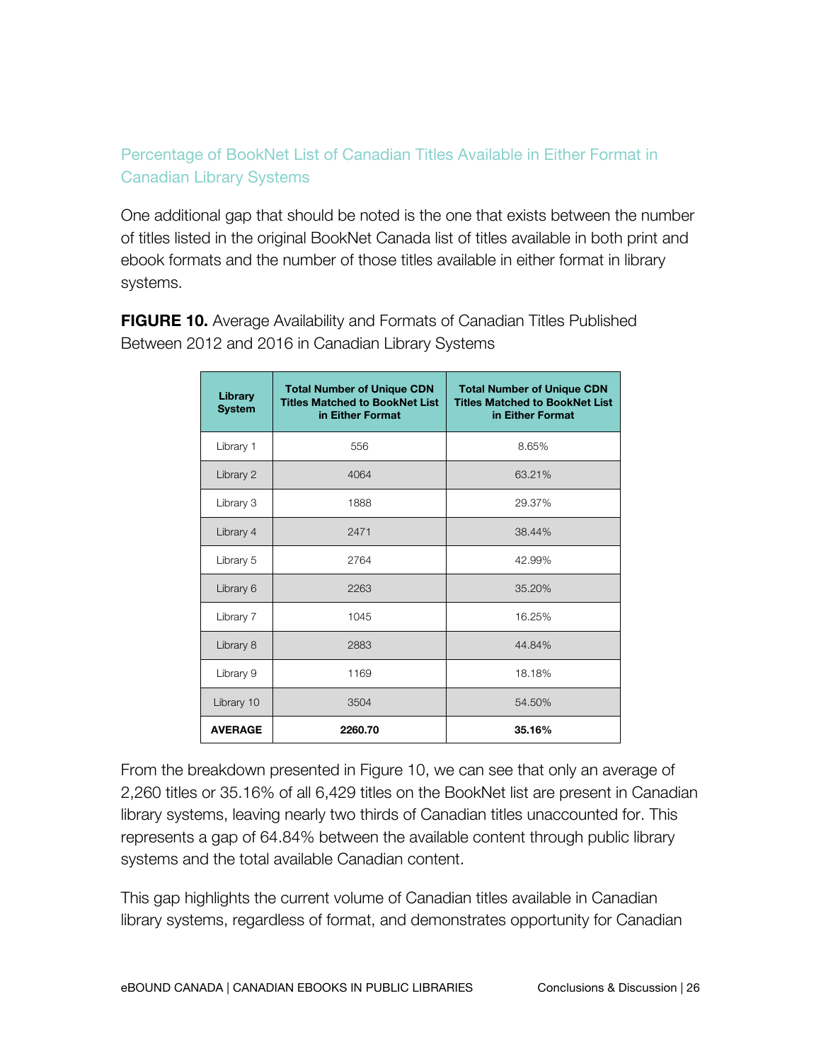### Percentage of BookNet List of Canadian Titles Available in Either Format in Canadian Library Systems

One additional gap that should be noted is the one that exists between the number of titles listed in the original BookNet Canada list of titles available in both print and ebook formats and the number of those titles available in either format in library systems.

**FIGURE 10.** Average Availability and Formats of Canadian Titles Published Between 2012 and 2016 in Canadian Library Systems

| Library System | Total Number of Unique CDN Titles Matched to BookNet List in Either Format | Total Number of Unique CDN Titles Matched to BookNet List in Either Format |
|---|---|---|
| Library 1 | 556 | 8.65% |
| Library 2 | 4064 | 63.21% |
| Library 3 | 1888 | 29.37% |
| Library 4 | 2471 | 38.44% |
| Library 5 | 2764 | 42.99% |
| Library 6 | 2263 | 35.20% |
| Library 7 | 1045 | 16.25% |
| Library 8 | 2883 | 44.84% |
| Library 9 | 1169 | 18.18% |
| Library 10 | 3504 | 54.50% |
| **AVERAGE** | **2260.70** | **35.16%** |

From the breakdown presented in Figure 10, we can see that only an average of 2,260 titles or 35.16% of all 6,429 titles on the BookNet list are present in Canadian library systems, leaving nearly two thirds of Canadian titles unaccounted for. This represents a gap of 64.84% between the available content through public library systems and the total available Canadian content.

This gap highlights the current volume of Canadian titles available in Canadian library systems, regardless of format, and demonstrates opportunity for Canadian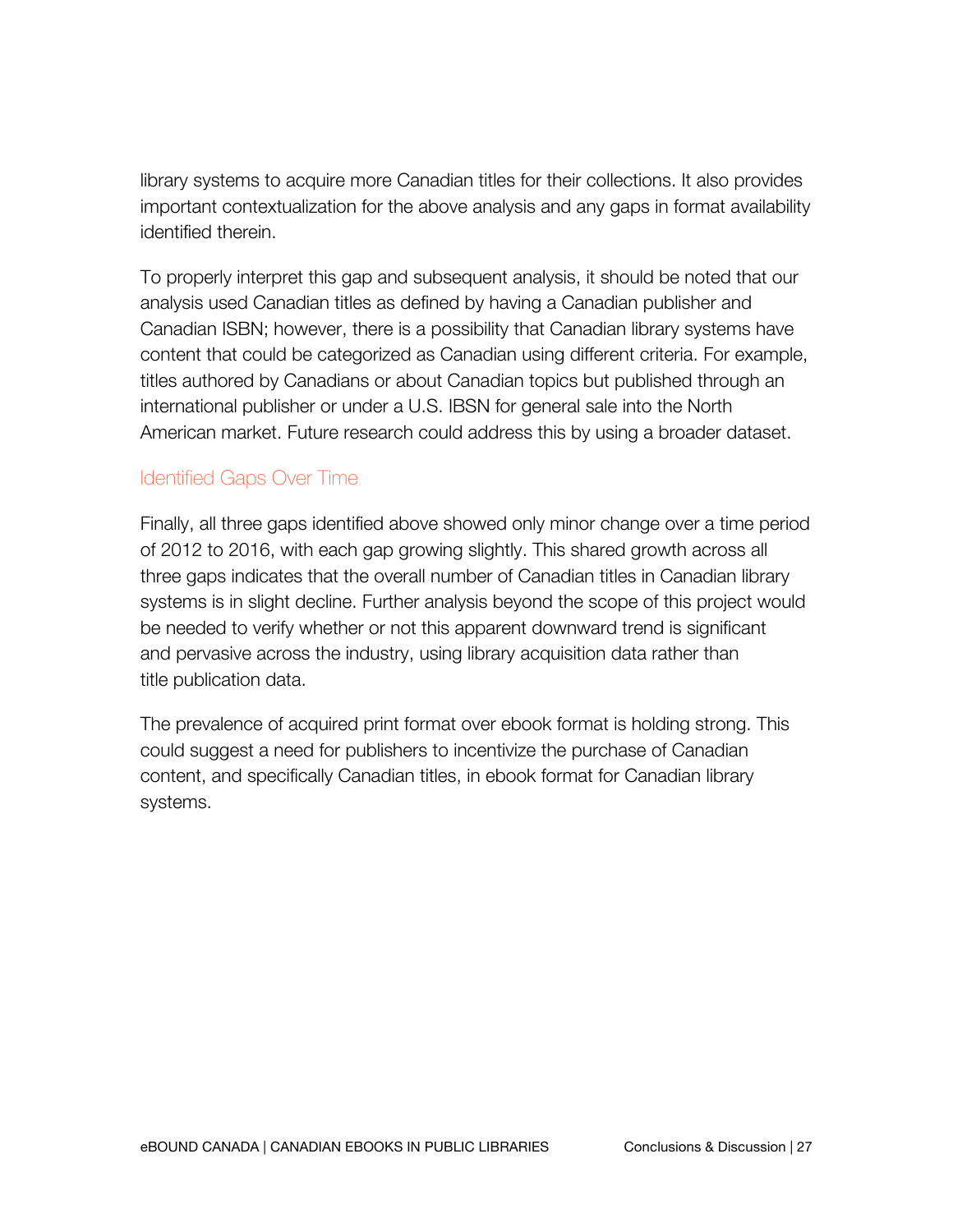library systems to acquire more Canadian titles for their collections. It also provides important contextualization for the above analysis and any gaps in format availability identified therein.

To properly interpret this gap and subsequent analysis, it should be noted that our analysis used Canadian titles as defined by having a Canadian publisher and Canadian ISBN; however, there is a possibility that Canadian library systems have content that could be categorized as Canadian using different criteria. For example, titles authored by Canadians or about Canadian topics but published through an international publisher or under a U.S. IBSN for general sale into the North American market. Future research could address this by using a broader dataset.

### Identified Gaps Over Time

Finally, all three gaps identified above showed only minor change over a time period of 2012 to 2016, with each gap growing slightly. This shared growth across all three gaps indicates that the overall number of Canadian titles in Canadian library systems is in slight decline. Further analysis beyond the scope of this project would be needed to verify whether or not this apparent downward trend is significant and pervasive across the industry, using library acquisition data rather than title publication data.

The prevalence of acquired print format over ebook format is holding strong. This could suggest a need for publishers to incentivize the purchase of Canadian content, and specifically Canadian titles, in ebook format for Canadian library systems.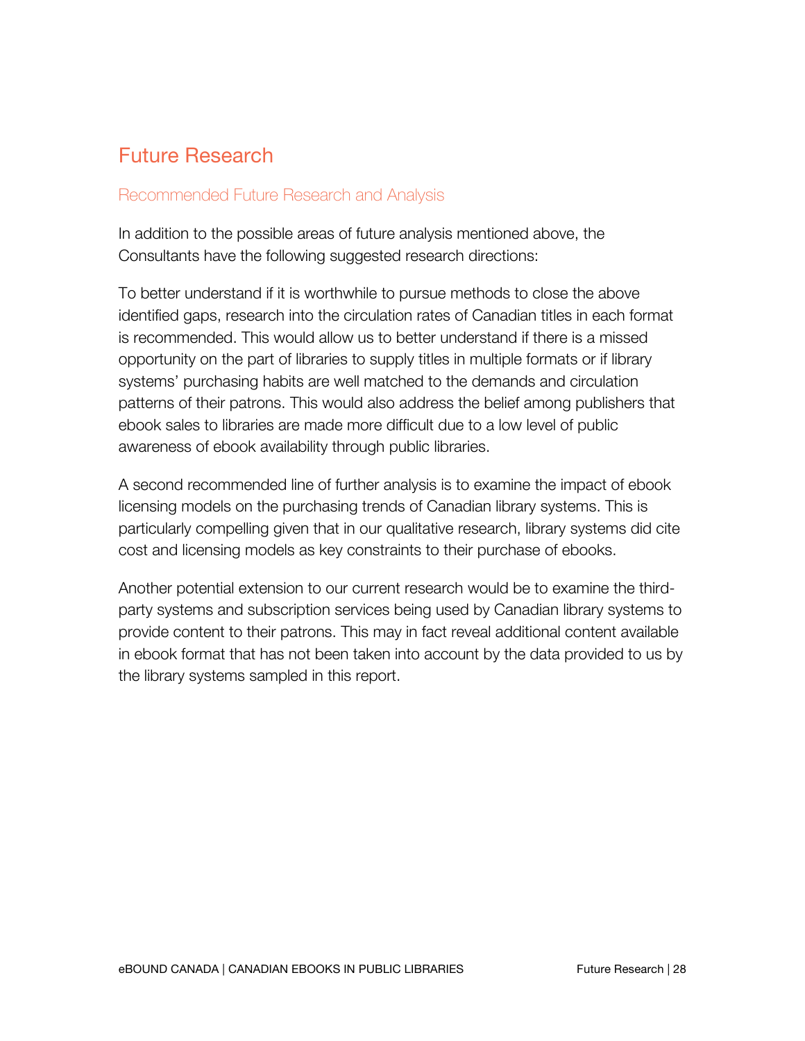# Future Research

## Recommended Future Research and Analysis

In addition to the possible areas of future analysis mentioned above, the Consultants have the following suggested research directions:

To better understand if it is worthwhile to pursue methods to close the above identified gaps, research into the circulation rates of Canadian titles in each format is recommended. This would allow us to better understand if there is a missed opportunity on the part of libraries to supply titles in multiple formats or if library systems' purchasing habits are well matched to the demands and circulation patterns of their patrons. This would also address the belief among publishers that ebook sales to libraries are made more difficult due to a low level of public awareness of ebook availability through public libraries.

A second recommended line of further analysis is to examine the impact of ebook licensing models on the purchasing trends of Canadian library systems. This is particularly compelling given that in our qualitative research, library systems did cite cost and licensing models as key constraints to their purchase of ebooks.

Another potential extension to our current research would be to examine the third-party systems and subscription services being used by Canadian library systems to provide content to their patrons. This may in fact reveal additional content available in ebook format that has not been taken into account by the data provided to us by the library systems sampled in this report.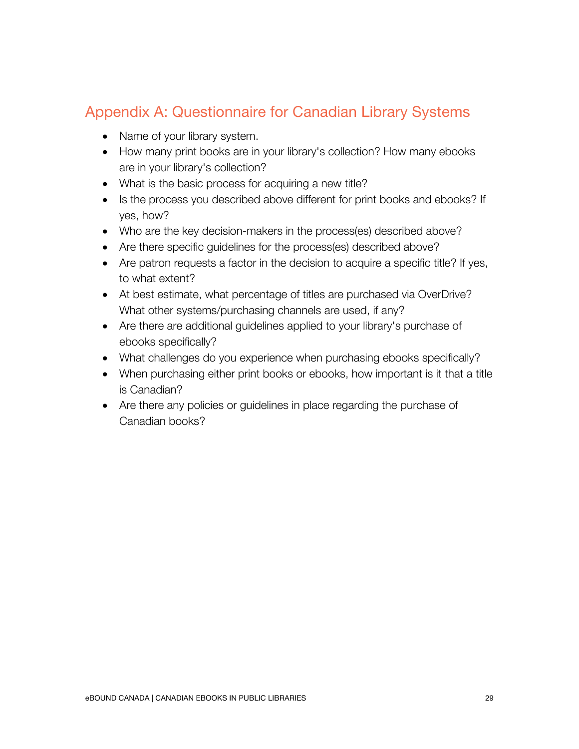## Appendix A: Questionnaire for Canadian Library Systems

- Name of your library system.
- How many print books are in your library's collection? How many ebooks are in your library's collection?
- What is the basic process for acquiring a new title?
- Is the process you described above different for print books and ebooks? If yes, how?
- Who are the key decision-makers in the process(es) described above?
- Are there specific guidelines for the process(es) described above?
- Are patron requests a factor in the decision to acquire a specific title? If yes, to what extent?
- At best estimate, what percentage of titles are purchased via OverDrive? What other systems/purchasing channels are used, if any?
- Are there are additional guidelines applied to your library's purchase of ebooks specifically?
- What challenges do you experience when purchasing ebooks specifically?
- When purchasing either print books or ebooks, how important is it that a title is Canadian?
- Are there any policies or guidelines in place regarding the purchase of Canadian books?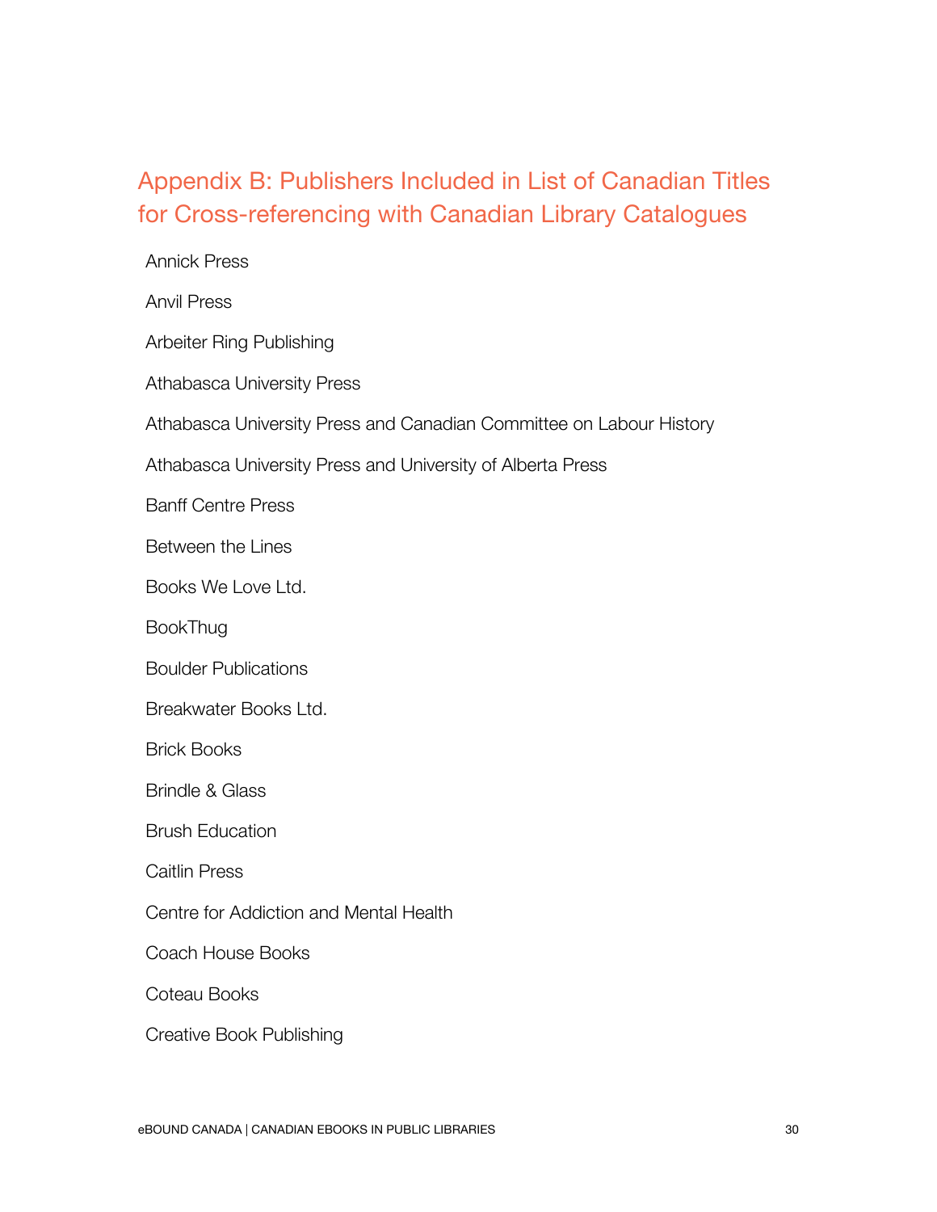## Appendix B: Publishers Included in List of Canadian Titles for Cross-referencing with Canadian Library Catalogues

Annick Press

Anvil Press

Arbeiter Ring Publishing

Athabasca University Press

Athabasca University Press and Canadian Committee on Labour History

Athabasca University Press and University of Alberta Press

Banff Centre Press

Between the Lines

Books We Love Ltd.

BookThug

Boulder Publications

Breakwater Books Ltd.

Brick Books

Brindle & Glass

Brush Education

Caitlin Press

Centre for Addiction and Mental Health

Coach House Books

Coteau Books

Creative Book Publishing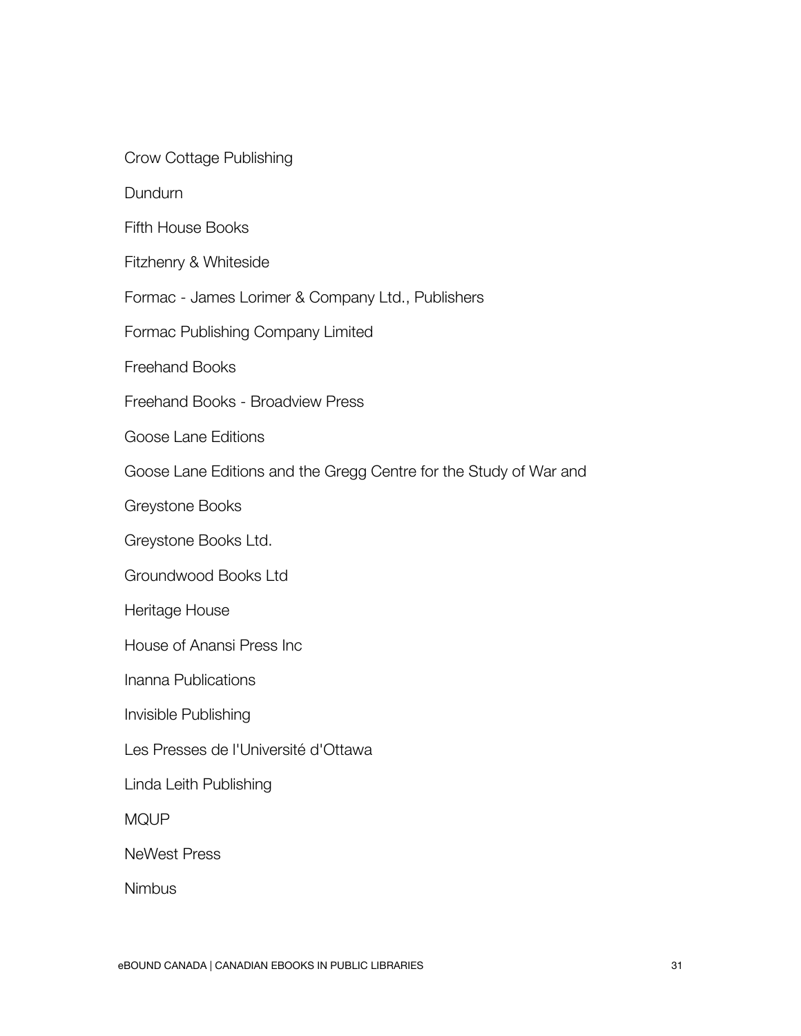Crow Cottage Publishing

Dundurn

Fifth House Books

Fitzhenry & Whiteside

Formac - James Lorimer & Company Ltd., Publishers

Formac Publishing Company Limited

Freehand Books

Freehand Books - Broadview Press

Goose Lane Editions

Goose Lane Editions and the Gregg Centre for the Study of War and

Greystone Books

Greystone Books Ltd.

Groundwood Books Ltd

Heritage House

House of Anansi Press Inc

Inanna Publications

Invisible Publishing

Les Presses de l'Université d'Ottawa

Linda Leith Publishing

MQUP

NeWest Press

Nimbus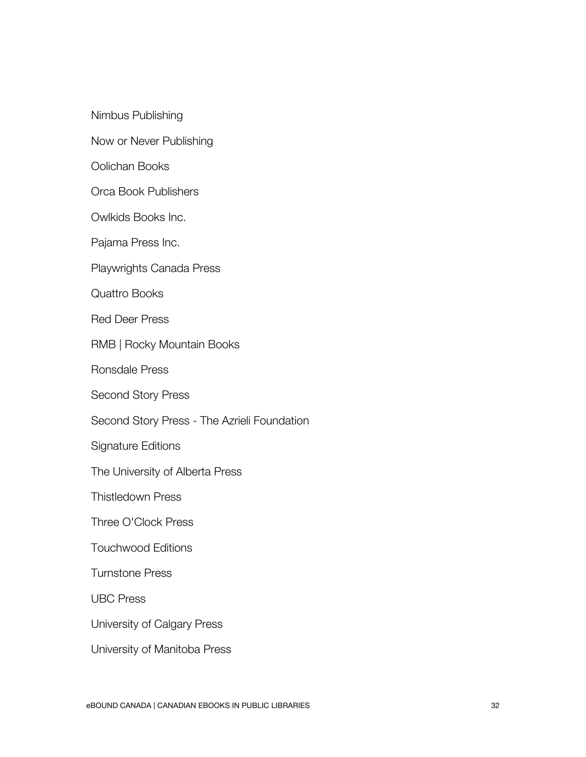Nimbus Publishing

Now or Never Publishing

Oolichan Books

Orca Book Publishers

Owlkids Books Inc.

Pajama Press Inc.

Playwrights Canada Press

Quattro Books

Red Deer Press

RMB | Rocky Mountain Books

Ronsdale Press

Second Story Press

Second Story Press - The Azrieli Foundation

Signature Editions

The University of Alberta Press

Thistledown Press

Three O'Clock Press

Touchwood Editions

Turnstone Press

UBC Press

University of Calgary Press

University of Manitoba Press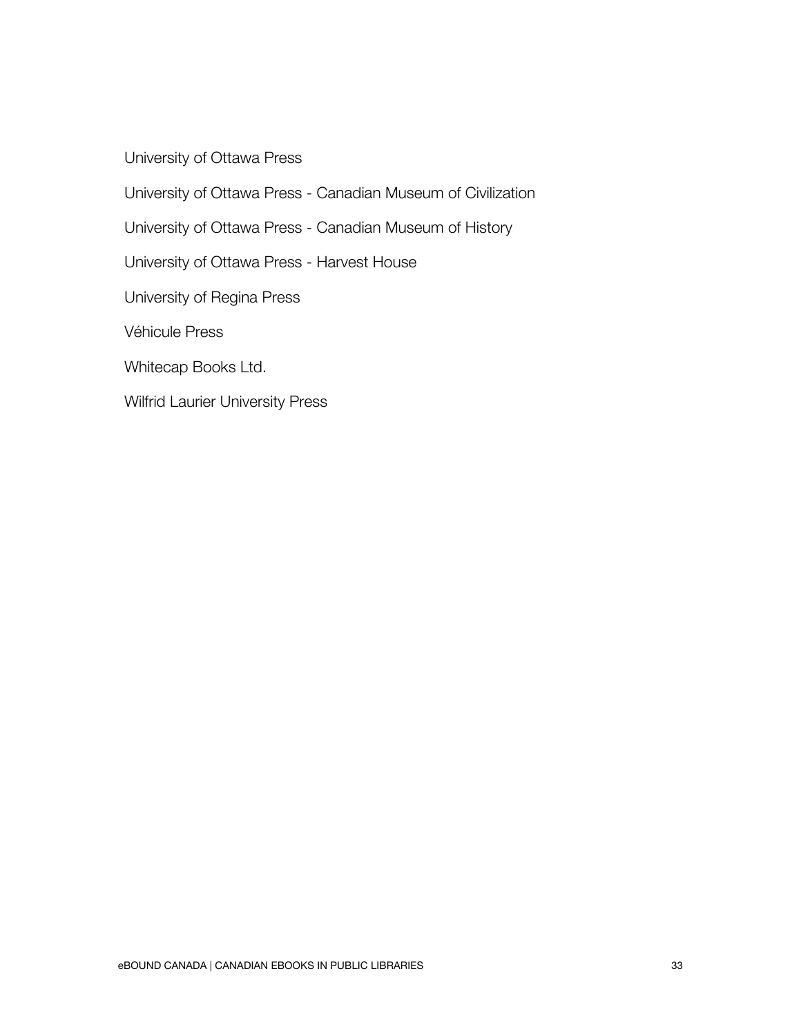University of Ottawa Press

University of Ottawa Press - Canadian Museum of Civilization

University of Ottawa Press - Canadian Museum of History

University of Ottawa Press - Harvest House

University of Regina Press

Véhicule Press

Whitecap Books Ltd.

Wilfrid Laurier University Press